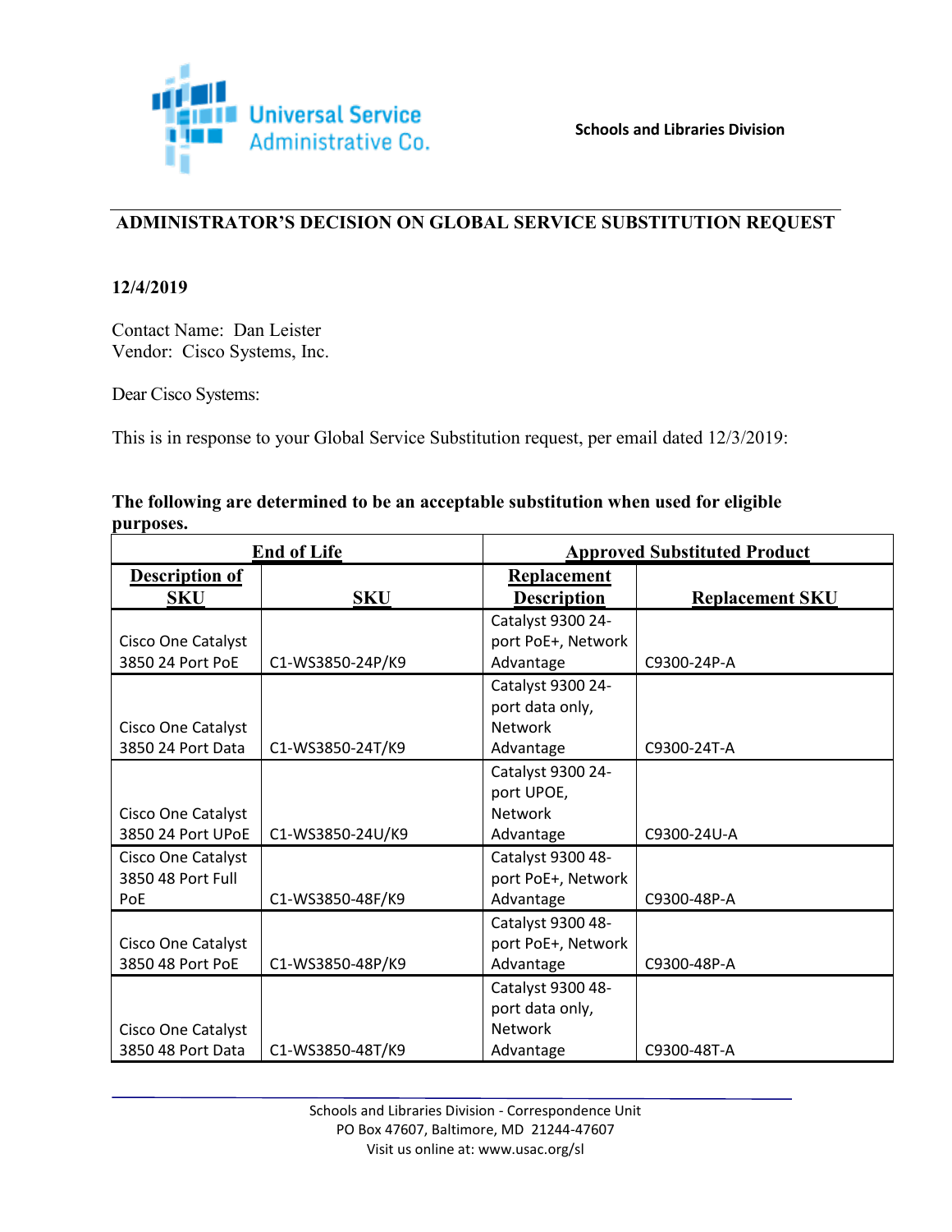Universal Service Administrative Co.

**Schools and Libraries Division**

## ADMINISTRATOR'S DECISION ON GLOBAL SERVICE SUBSTITUTION REQUEST

**12/4/2019**

Contact Name: Dan Leister
Vendor: Cisco Systems, Inc.

Dear Cisco Systems:

This is in response to your Global Service Substitution request, per email dated 12/3/2019:

**The following are determined to be an acceptable substitution when used for eligible purposes.**

| End of Life | | Approved Substituted Product | |
|---|---|---|---|
| **Description of SKU** | **SKU** | **Replacement Description** | **Replacement SKU** |
| Cisco One Catalyst 3850 24 Port PoE | C1-WS3850-24P/K9 | Catalyst 9300 24-port PoE+, Network Advantage | C9300-24P-A |
| Cisco One Catalyst 3850 24 Port Data | C1-WS3850-24T/K9 | Catalyst 9300 24-port data only, Network Advantage | C9300-24T-A |
| Cisco One Catalyst 3850 24 Port UPoE | C1-WS3850-24U/K9 | Catalyst 9300 24-port UPOE, Network Advantage | C9300-24U-A |
| Cisco One Catalyst 3850 48 Port Full PoE | C1-WS3850-48F/K9 | Catalyst 9300 48-port PoE+, Network Advantage | C9300-48P-A |
| Cisco One Catalyst 3850 48 Port PoE | C1-WS3850-48P/K9 | Catalyst 9300 48-port PoE+, Network Advantage | C9300-48P-A |
| Cisco One Catalyst 3850 48 Port Data | C1-WS3850-48T/K9 | Catalyst 9300 48-port data only, Network Advantage | C9300-48T-A |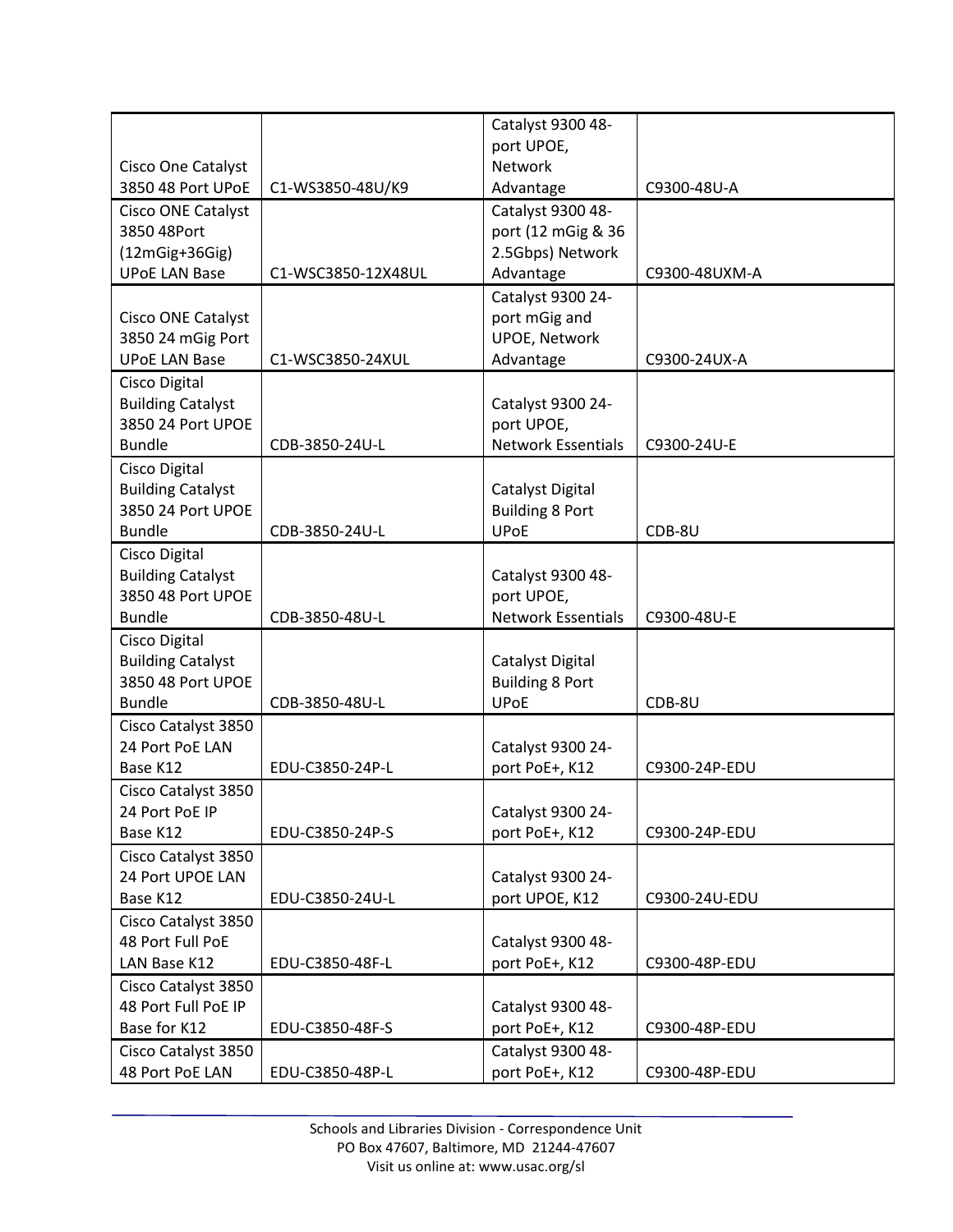| | | | |
|---|---|---|---|
| Cisco One Catalyst 3850 48 Port UPoE | C1-WS3850-48U/K9 | Catalyst 9300 48-port UPOE, Network Advantage | C9300-48U-A |
| Cisco ONE Catalyst 3850 48Port (12mGig+36Gig) UPoE LAN Base | C1-WSC3850-12X48UL | Catalyst 9300 48-port (12 mGig & 36 2.5Gbps) Network Advantage | C9300-48UXM-A |
| Cisco ONE Catalyst 3850 24 mGig Port UPoE LAN Base | C1-WSC3850-24XUL | Catalyst 9300 24-port mGig and UPOE, Network Advantage | C9300-24UX-A |
| Cisco Digital Building Catalyst 3850 24 Port UPOE Bundle | CDB-3850-24U-L | Catalyst 9300 24-port UPOE, Network Essentials | C9300-24U-E |
| Cisco Digital Building Catalyst 3850 24 Port UPOE Bundle | CDB-3850-24U-L | Catalyst Digital Building 8 Port UPoE | CDB-8U |
| Cisco Digital Building Catalyst 3850 48 Port UPOE Bundle | CDB-3850-48U-L | Catalyst 9300 48-port UPOE, Network Essentials | C9300-48U-E |
| Cisco Digital Building Catalyst 3850 48 Port UPOE Bundle | CDB-3850-48U-L | Catalyst Digital Building 8 Port UPoE | CDB-8U |
| Cisco Catalyst 3850 24 Port PoE LAN Base K12 | EDU-C3850-24P-L | Catalyst 9300 24-port PoE+, K12 | C9300-24P-EDU |
| Cisco Catalyst 3850 24 Port PoE IP Base K12 | EDU-C3850-24P-S | Catalyst 9300 24-port PoE+, K12 | C9300-24P-EDU |
| Cisco Catalyst 3850 24 Port UPOE LAN Base K12 | EDU-C3850-24U-L | Catalyst 9300 24-port UPOE, K12 | C9300-24U-EDU |
| Cisco Catalyst 3850 48 Port Full PoE LAN Base K12 | EDU-C3850-48F-L | Catalyst 9300 48-port PoE+, K12 | C9300-48P-EDU |
| Cisco Catalyst 3850 48 Port Full PoE IP Base for K12 | EDU-C3850-48F-S | Catalyst 9300 48-port PoE+, K12 | C9300-48P-EDU |
| Cisco Catalyst 3850 48 Port PoE LAN | EDU-C3850-48P-L | Catalyst 9300 48-port PoE+, K12 | C9300-48P-EDU |

Schools and Libraries Division - Correspondence Unit
PO Box 47607, Baltimore, MD 21244-47607
Visit us online at: www.usac.org/sl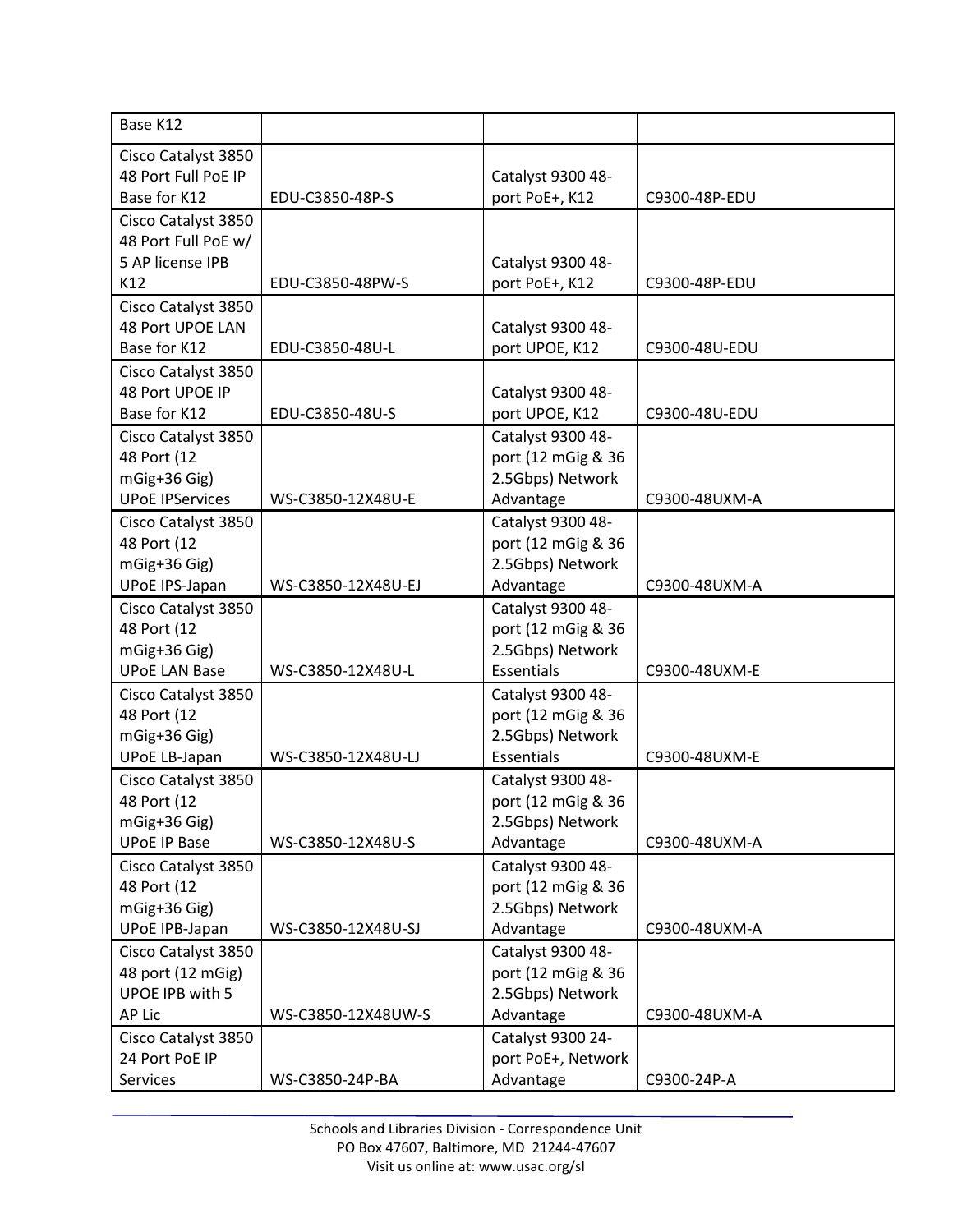| | | | |
|---|---|---|---|
| Base K12 | | | |
| Cisco Catalyst 3850 48 Port Full PoE IP Base for K12 | EDU-C3850-48P-S | Catalyst 9300 48-port PoE+, K12 | C9300-48P-EDU |
| Cisco Catalyst 3850 48 Port Full PoE w/ 5 AP license IPB K12 | EDU-C3850-48PW-S | Catalyst 9300 48-port PoE+, K12 | C9300-48P-EDU |
| Cisco Catalyst 3850 48 Port UPOE LAN Base for K12 | EDU-C3850-48U-L | Catalyst 9300 48-port UPOE, K12 | C9300-48U-EDU |
| Cisco Catalyst 3850 48 Port UPOE IP Base for K12 | EDU-C3850-48U-S | Catalyst 9300 48-port UPOE, K12 | C9300-48U-EDU |
| Cisco Catalyst 3850 48 Port (12 mGig+36 Gig) UPoE IPServices | WS-C3850-12X48U-E | Catalyst 9300 48-port (12 mGig & 36 2.5Gbps) Network Advantage | C9300-48UXM-A |
| Cisco Catalyst 3850 48 Port (12 mGig+36 Gig) UPoE IPS-Japan | WS-C3850-12X48U-EJ | Catalyst 9300 48-port (12 mGig & 36 2.5Gbps) Network Advantage | C9300-48UXM-A |
| Cisco Catalyst 3850 48 Port (12 mGig+36 Gig) UPoE LAN Base | WS-C3850-12X48U-L | Catalyst 9300 48-port (12 mGig & 36 2.5Gbps) Network Essentials | C9300-48UXM-E |
| Cisco Catalyst 3850 48 Port (12 mGig+36 Gig) UPoE LB-Japan | WS-C3850-12X48U-LJ | Catalyst 9300 48-port (12 mGig & 36 2.5Gbps) Network Essentials | C9300-48UXM-E |
| Cisco Catalyst 3850 48 Port (12 mGig+36 Gig) UPoE IP Base | WS-C3850-12X48U-S | Catalyst 9300 48-port (12 mGig & 36 2.5Gbps) Network Advantage | C9300-48UXM-A |
| Cisco Catalyst 3850 48 Port (12 mGig+36 Gig) UPoE IPB-Japan | WS-C3850-12X48U-SJ | Catalyst 9300 48-port (12 mGig & 36 2.5Gbps) Network Advantage | C9300-48UXM-A |
| Cisco Catalyst 3850 48 port (12 mGig) UPOE IPB with 5 AP Lic | WS-C3850-12X48UW-S | Catalyst 9300 48-port (12 mGig & 36 2.5Gbps) Network Advantage | C9300-48UXM-A |
| Cisco Catalyst 3850 24 Port PoE IP Services | WS-C3850-24P-BA | Catalyst 9300 24-port PoE+, Network Advantage | C9300-24P-A |

Schools and Libraries Division - Correspondence Unit
PO Box 47607, Baltimore, MD 21244-47607
Visit us online at: www.usac.org/sl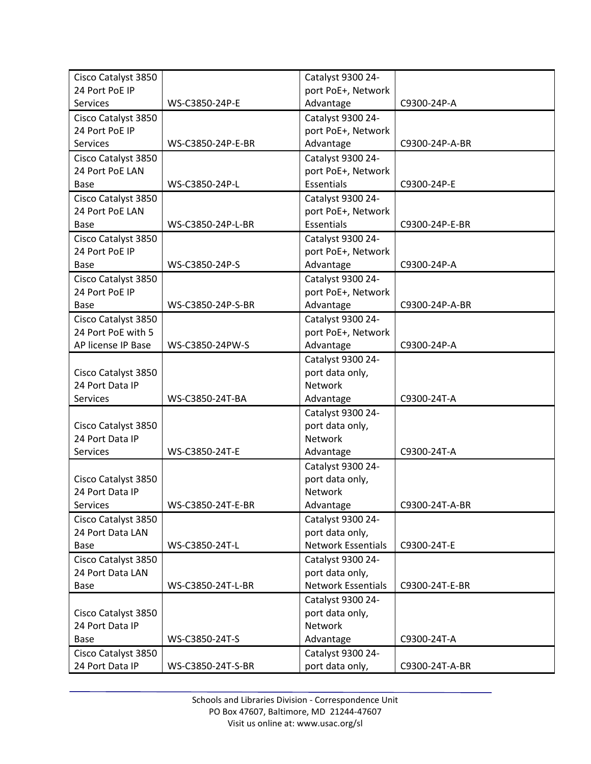| Cisco Catalyst 3850 24 Port PoE IP Services | WS-C3850-24P-E | Catalyst 9300 24-port PoE+, Network Advantage | C9300-24P-A |
|---|---|---|---|
| Cisco Catalyst 3850 24 Port PoE IP Services | WS-C3850-24P-E-BR | Catalyst 9300 24-port PoE+, Network Advantage | C9300-24P-A-BR |
| Cisco Catalyst 3850 24 Port PoE LAN Base | WS-C3850-24P-L | Catalyst 9300 24-port PoE+, Network Essentials | C9300-24P-E |
| Cisco Catalyst 3850 24 Port PoE LAN Base | WS-C3850-24P-L-BR | Catalyst 9300 24-port PoE+, Network Essentials | C9300-24P-E-BR |
| Cisco Catalyst 3850 24 Port PoE IP Base | WS-C3850-24P-S | Catalyst 9300 24-port PoE+, Network Advantage | C9300-24P-A |
| Cisco Catalyst 3850 24 Port PoE IP Base | WS-C3850-24P-S-BR | Catalyst 9300 24-port PoE+, Network Advantage | C9300-24P-A-BR |
| Cisco Catalyst 3850 24 Port PoE with 5 AP license IP Base | WS-C3850-24PW-S | Catalyst 9300 24-port PoE+, Network Advantage | C9300-24P-A |
| Cisco Catalyst 3850 24 Port Data IP Services | WS-C3850-24T-BA | Catalyst 9300 24-port data only, Network Advantage | C9300-24T-A |
| Cisco Catalyst 3850 24 Port Data IP Services | WS-C3850-24T-E | Catalyst 9300 24-port data only, Network Advantage | C9300-24T-A |
| Cisco Catalyst 3850 24 Port Data IP Services | WS-C3850-24T-E-BR | Catalyst 9300 24-port data only, Network Advantage | C9300-24T-A-BR |
| Cisco Catalyst 3850 24 Port Data LAN Base | WS-C3850-24T-L | Catalyst 9300 24-port data only, Network Essentials | C9300-24T-E |
| Cisco Catalyst 3850 24 Port Data LAN Base | WS-C3850-24T-L-BR | Catalyst 9300 24-port data only, Network Essentials | C9300-24T-E-BR |
| Cisco Catalyst 3850 24 Port Data IP Base | WS-C3850-24T-S | Catalyst 9300 24-port data only, Network Advantage | C9300-24T-A |
| Cisco Catalyst 3850 24 Port Data IP | WS-C3850-24T-S-BR | Catalyst 9300 24-port data only, | C9300-24T-A-BR |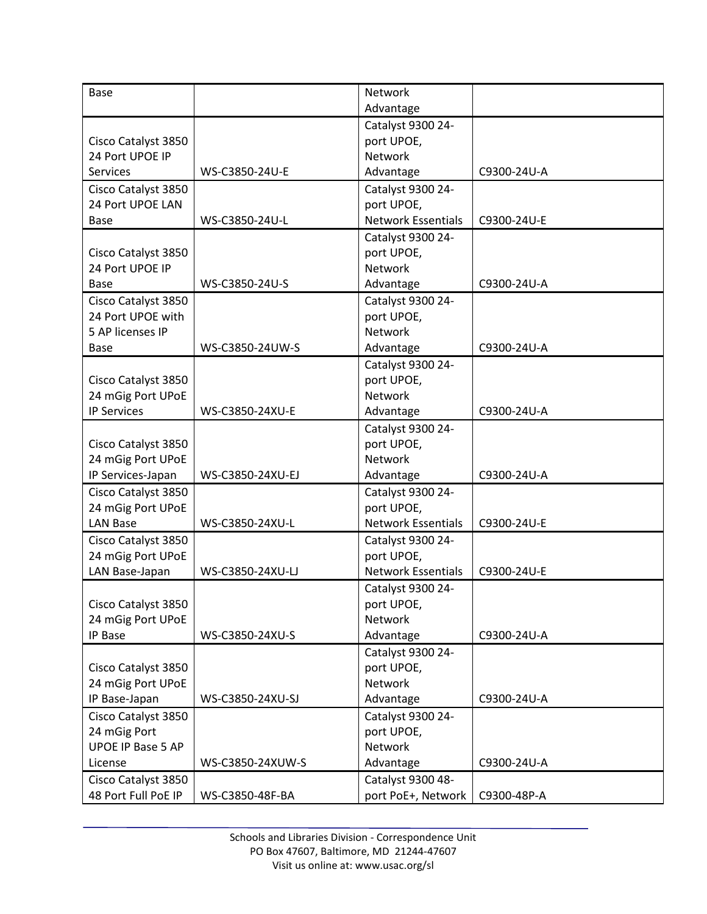| | | | |
|---|---|---|---|
| Base | | Network Advantage | |
| Cisco Catalyst 3850 24 Port UPOE IP Services | WS-C3850-24U-E | Catalyst 9300 24-port UPOE, Network Advantage | C9300-24U-A |
| Cisco Catalyst 3850 24 Port UPOE LAN Base | WS-C3850-24U-L | Catalyst 9300 24-port UPOE, Network Essentials | C9300-24U-E |
| Cisco Catalyst 3850 24 Port UPOE IP Base | WS-C3850-24U-S | Catalyst 9300 24-port UPOE, Network Advantage | C9300-24U-A |
| Cisco Catalyst 3850 24 Port UPOE with 5 AP licenses IP Base | WS-C3850-24UW-S | Catalyst 9300 24-port UPOE, Network Advantage | C9300-24U-A |
| Cisco Catalyst 3850 24 mGig Port UPoE IP Services | WS-C3850-24XU-E | Catalyst 9300 24-port UPOE, Network Advantage | C9300-24U-A |
| Cisco Catalyst 3850 24 mGig Port UPoE IP Services-Japan | WS-C3850-24XU-EJ | Catalyst 9300 24-port UPOE, Network Advantage | C9300-24U-A |
| Cisco Catalyst 3850 24 mGig Port UPoE LAN Base | WS-C3850-24XU-L | Catalyst 9300 24-port UPOE, Network Essentials | C9300-24U-E |
| Cisco Catalyst 3850 24 mGig Port UPoE LAN Base-Japan | WS-C3850-24XU-LJ | Catalyst 9300 24-port UPOE, Network Essentials | C9300-24U-E |
| Cisco Catalyst 3850 24 mGig Port UPoE IP Base | WS-C3850-24XU-S | Catalyst 9300 24-port UPOE, Network Advantage | C9300-24U-A |
| Cisco Catalyst 3850 24 mGig Port UPoE IP Base-Japan | WS-C3850-24XU-SJ | Catalyst 9300 24-port UPOE, Network Advantage | C9300-24U-A |
| Cisco Catalyst 3850 24 mGig Port UPOE IP Base 5 AP License | WS-C3850-24XUW-S | Catalyst 9300 24-port UPOE, Network Advantage | C9300-24U-A |
| Cisco Catalyst 3850 48 Port Full PoE IP | WS-C3850-48F-BA | Catalyst 9300 48-port PoE+, Network | C9300-48P-A |

Schools and Libraries Division - Correspondence Unit
PO Box 47607, Baltimore, MD 21244-47607
Visit us online at: www.usac.org/sl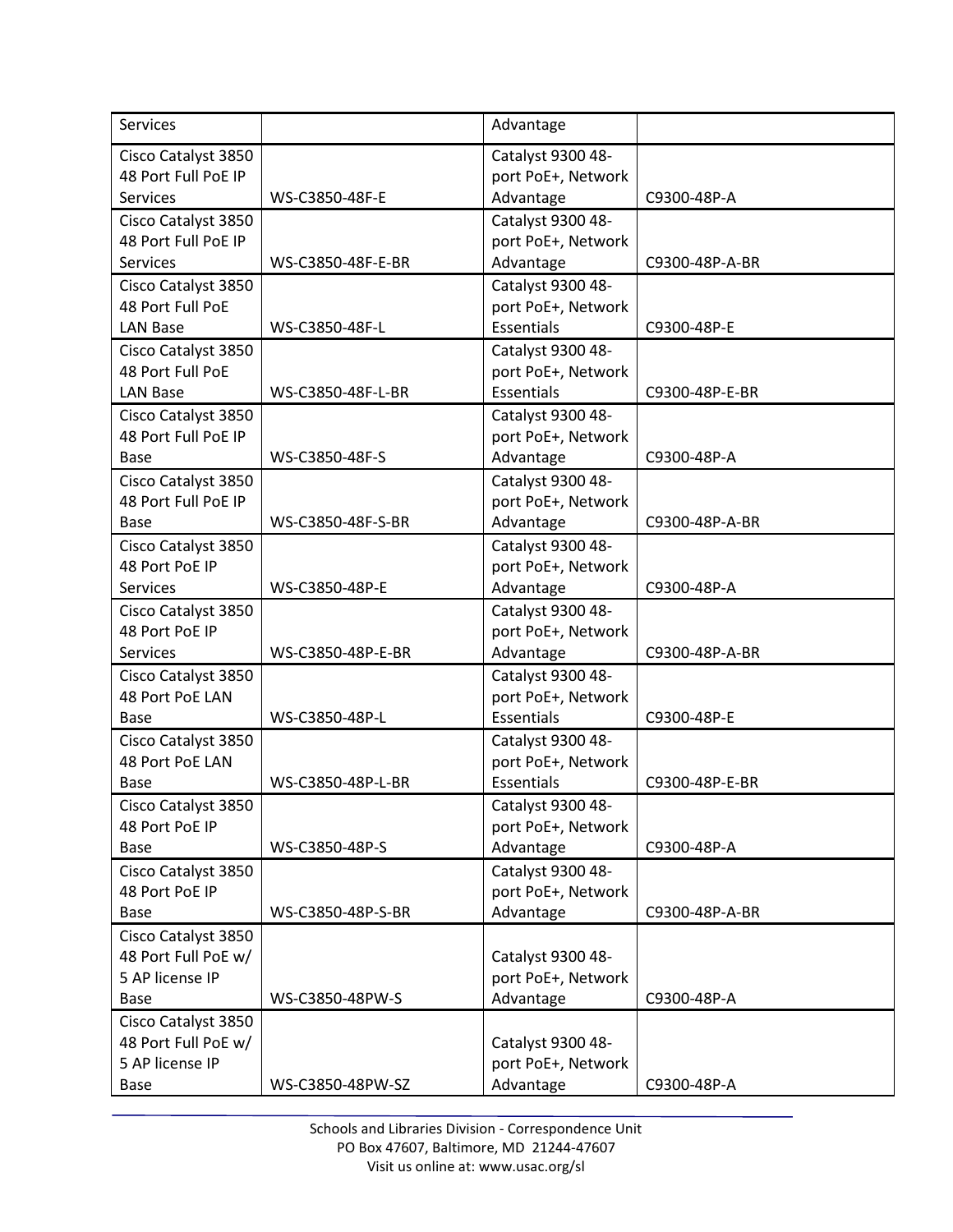| Services | | Advantage | |
|---|---|---|---|
| Cisco Catalyst 3850 48 Port Full PoE IP Services | WS-C3850-48F-E | Catalyst 9300 48-port PoE+, Network Advantage | C9300-48P-A |
| Cisco Catalyst 3850 48 Port Full PoE IP Services | WS-C3850-48F-E-BR | Catalyst 9300 48-port PoE+, Network Advantage | C9300-48P-A-BR |
| Cisco Catalyst 3850 48 Port Full PoE LAN Base | WS-C3850-48F-L | Catalyst 9300 48-port PoE+, Network Essentials | C9300-48P-E |
| Cisco Catalyst 3850 48 Port Full PoE LAN Base | WS-C3850-48F-L-BR | Catalyst 9300 48-port PoE+, Network Essentials | C9300-48P-E-BR |
| Cisco Catalyst 3850 48 Port Full PoE IP Base | WS-C3850-48F-S | Catalyst 9300 48-port PoE+, Network Advantage | C9300-48P-A |
| Cisco Catalyst 3850 48 Port Full PoE IP Base | WS-C3850-48F-S-BR | Catalyst 9300 48-port PoE+, Network Advantage | C9300-48P-A-BR |
| Cisco Catalyst 3850 48 Port PoE IP Services | WS-C3850-48P-E | Catalyst 9300 48-port PoE+, Network Advantage | C9300-48P-A |
| Cisco Catalyst 3850 48 Port PoE IP Services | WS-C3850-48P-E-BR | Catalyst 9300 48-port PoE+, Network Advantage | C9300-48P-A-BR |
| Cisco Catalyst 3850 48 Port PoE LAN Base | WS-C3850-48P-L | Catalyst 9300 48-port PoE+, Network Essentials | C9300-48P-E |
| Cisco Catalyst 3850 48 Port PoE LAN Base | WS-C3850-48P-L-BR | Catalyst 9300 48-port PoE+, Network Essentials | C9300-48P-E-BR |
| Cisco Catalyst 3850 48 Port PoE IP Base | WS-C3850-48P-S | Catalyst 9300 48-port PoE+, Network Advantage | C9300-48P-A |
| Cisco Catalyst 3850 48 Port PoE IP Base | WS-C3850-48P-S-BR | Catalyst 9300 48-port PoE+, Network Advantage | C9300-48P-A-BR |
| Cisco Catalyst 3850 48 Port Full PoE w/ 5 AP license IP Base | WS-C3850-48PW-S | Catalyst 9300 48-port PoE+, Network Advantage | C9300-48P-A |
| Cisco Catalyst 3850 48 Port Full PoE w/ 5 AP license IP Base | WS-C3850-48PW-SZ | Catalyst 9300 48-port PoE+, Network Advantage | C9300-48P-A |

Schools and Libraries Division - Correspondence Unit
PO Box 47607, Baltimore, MD 21244-47607
Visit us online at: www.usac.org/sl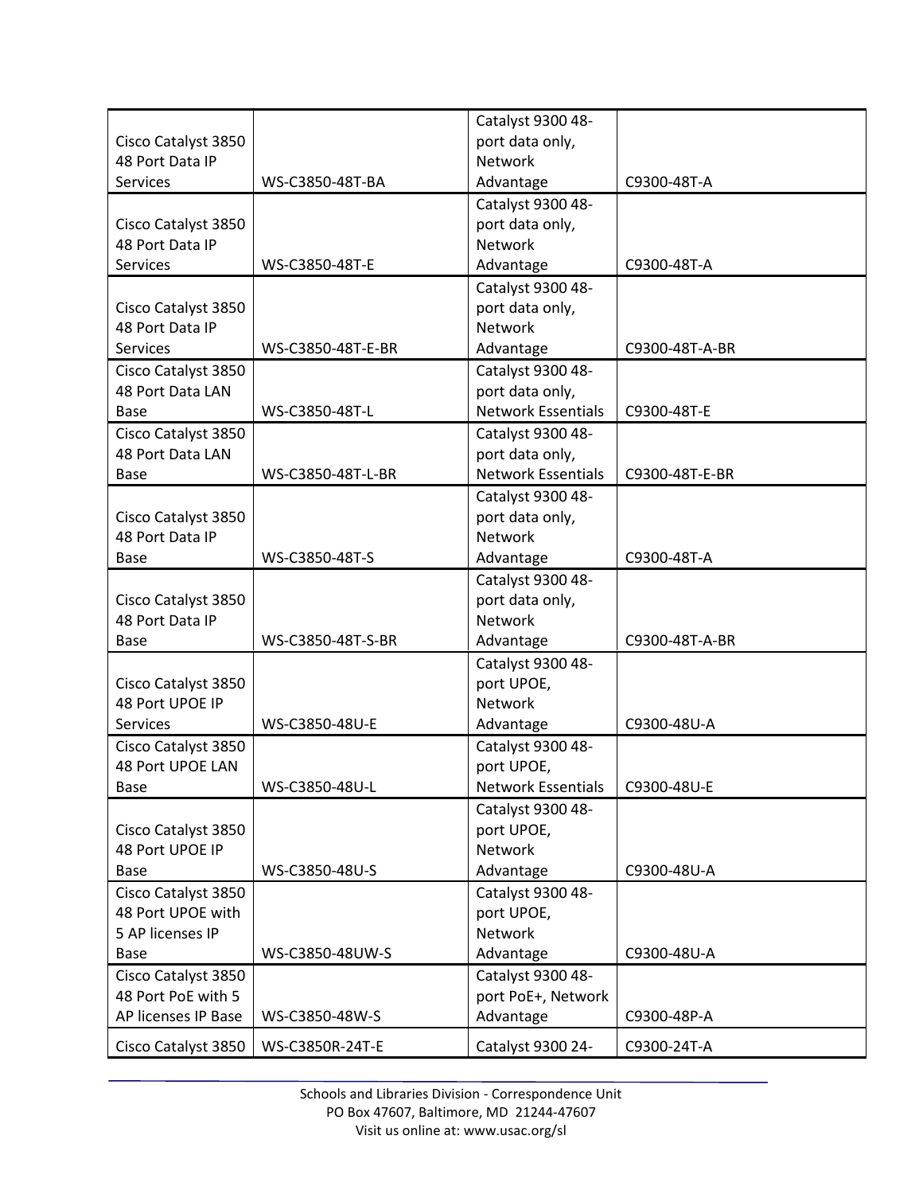| | | | |
|---|---|---|---|
| Cisco Catalyst 3850 48 Port Data IP Services | WS-C3850-48T-BA | Catalyst 9300 48-port data only, Network Advantage | C9300-48T-A |
| Cisco Catalyst 3850 48 Port Data IP Services | WS-C3850-48T-E | Catalyst 9300 48-port data only, Network Advantage | C9300-48T-A |
| Cisco Catalyst 3850 48 Port Data IP Services | WS-C3850-48T-E-BR | Catalyst 9300 48-port data only, Network Advantage | C9300-48T-A-BR |
| Cisco Catalyst 3850 48 Port Data LAN Base | WS-C3850-48T-L | Catalyst 9300 48-port data only, Network Essentials | C9300-48T-E |
| Cisco Catalyst 3850 48 Port Data LAN Base | WS-C3850-48T-L-BR | Catalyst 9300 48-port data only, Network Essentials | C9300-48T-E-BR |
| Cisco Catalyst 3850 48 Port Data IP Base | WS-C3850-48T-S | Catalyst 9300 48-port data only, Network Advantage | C9300-48T-A |
| Cisco Catalyst 3850 48 Port Data IP Base | WS-C3850-48T-S-BR | Catalyst 9300 48-port data only, Network Advantage | C9300-48T-A-BR |
| Cisco Catalyst 3850 48 Port UPOE IP Services | WS-C3850-48U-E | Catalyst 9300 48-port UPOE, Network Advantage | C9300-48U-A |
| Cisco Catalyst 3850 48 Port UPOE LAN Base | WS-C3850-48U-L | Catalyst 9300 48-port UPOE, Network Essentials | C9300-48U-E |
| Cisco Catalyst 3850 48 Port UPOE IP Base | WS-C3850-48U-S | Catalyst 9300 48-port UPOE, Network Advantage | C9300-48U-A |
| Cisco Catalyst 3850 48 Port UPOE with 5 AP licenses IP Base | WS-C3850-48UW-S | Catalyst 9300 48-port UPOE, Network Advantage | C9300-48U-A |
| Cisco Catalyst 3850 48 Port PoE with 5 AP licenses IP Base | WS-C3850-48W-S | Catalyst 9300 48-port PoE+, Network Advantage | C9300-48P-A |
| Cisco Catalyst 3850 | WS-C3850R-24T-E | Catalyst 9300 24- | C9300-24T-A |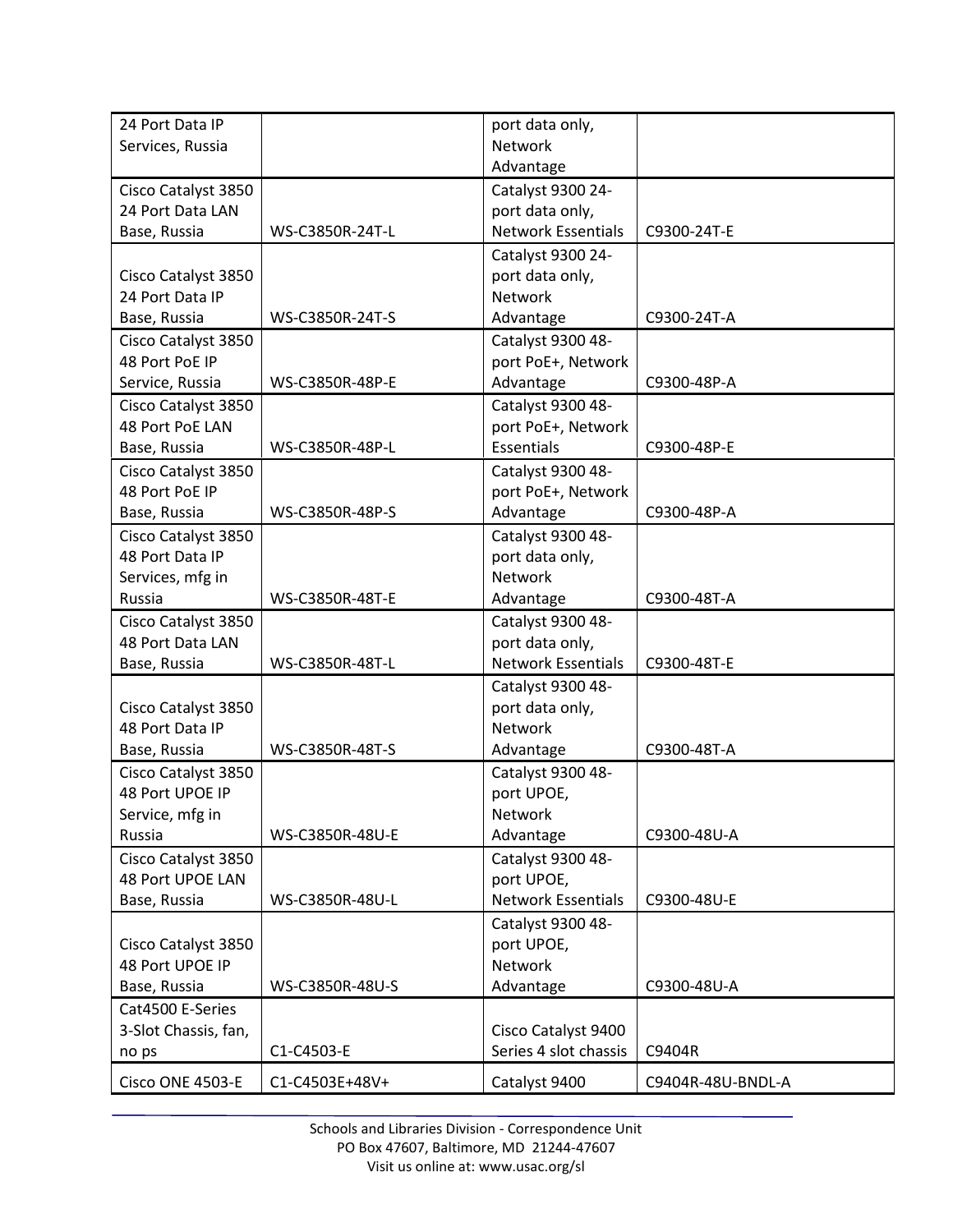| | | | |
|---|---|---|---|
| 24 Port Data IP Services, Russia | | port data only, Network Advantage | |
| Cisco Catalyst 3850 24 Port Data LAN Base, Russia | WS-C3850R-24T-L | Catalyst 9300 24-port data only, Network Essentials | C9300-24T-E |
| Cisco Catalyst 3850 24 Port Data IP Base, Russia | WS-C3850R-24T-S | Catalyst 9300 24-port data only, Network Advantage | C9300-24T-A |
| Cisco Catalyst 3850 48 Port PoE IP Service, Russia | WS-C3850R-48P-E | Catalyst 9300 48-port PoE+, Network Advantage | C9300-48P-A |
| Cisco Catalyst 3850 48 Port PoE LAN Base, Russia | WS-C3850R-48P-L | Catalyst 9300 48-port PoE+, Network Essentials | C9300-48P-E |
| Cisco Catalyst 3850 48 Port PoE IP Base, Russia | WS-C3850R-48P-S | Catalyst 9300 48-port PoE+, Network Advantage | C9300-48P-A |
| Cisco Catalyst 3850 48 Port Data IP Services, mfg in Russia | WS-C3850R-48T-E | Catalyst 9300 48-port data only, Network Advantage | C9300-48T-A |
| Cisco Catalyst 3850 48 Port Data LAN Base, Russia | WS-C3850R-48T-L | Catalyst 9300 48-port data only, Network Essentials | C9300-48T-E |
| Cisco Catalyst 3850 48 Port Data IP Base, Russia | WS-C3850R-48T-S | Catalyst 9300 48-port data only, Network Advantage | C9300-48T-A |
| Cisco Catalyst 3850 48 Port UPOE IP Service, mfg in Russia | WS-C3850R-48U-E | Catalyst 9300 48-port UPOE, Network Advantage | C9300-48U-A |
| Cisco Catalyst 3850 48 Port UPOE LAN Base, Russia | WS-C3850R-48U-L | Catalyst 9300 48-port UPOE, Network Essentials | C9300-48U-E |
| Cisco Catalyst 3850 48 Port UPOE IP Base, Russia | WS-C3850R-48U-S | Catalyst 9300 48-port UPOE, Network Advantage | C9300-48U-A |
| Cat4500 E-Series 3-Slot Chassis, fan, no ps | C1-C4503-E | Cisco Catalyst 9400 Series 4 slot chassis | C9404R |
| Cisco ONE 4503-E | C1-C4503E+48V+ | Catalyst 9400 | C9404R-48U-BNDL-A |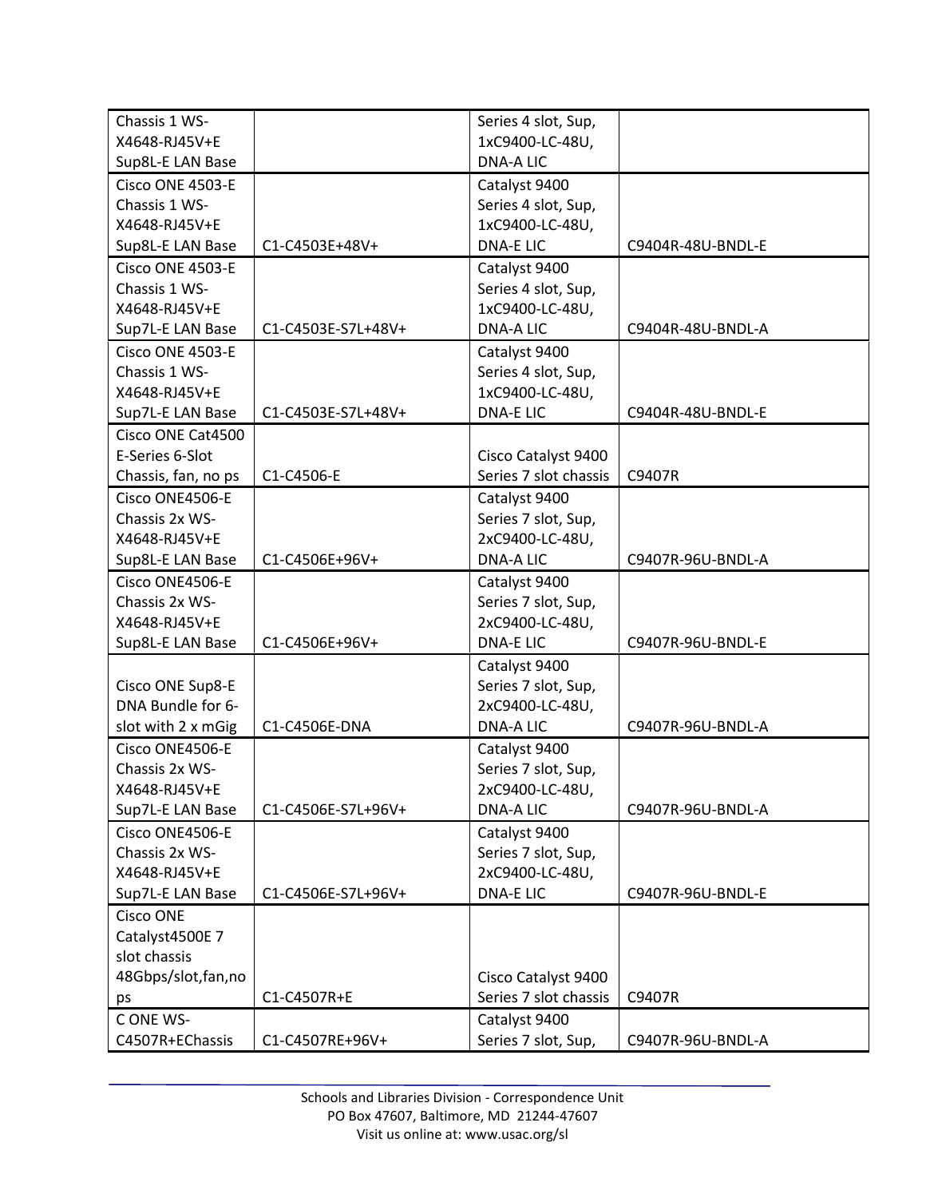| | | | |
|---|---|---|---|
| Chassis 1 WS-X4648-RJ45V+E Sup8L-E LAN Base | | Series 4 slot, Sup, 1xC9400-LC-48U, DNA-A LIC | |
| Cisco ONE 4503-E Chassis 1 WS-X4648-RJ45V+E Sup8L-E LAN Base | C1-C4503E+48V+ | Catalyst 9400 Series 4 slot, Sup, 1xC9400-LC-48U, DNA-E LIC | C9404R-48U-BNDL-E |
| Cisco ONE 4503-E Chassis 1 WS-X4648-RJ45V+E Sup7L-E LAN Base | C1-C4503E-S7L+48V+ | Catalyst 9400 Series 4 slot, Sup, 1xC9400-LC-48U, DNA-A LIC | C9404R-48U-BNDL-A |
| Cisco ONE 4503-E Chassis 1 WS-X4648-RJ45V+E Sup7L-E LAN Base | C1-C4503E-S7L+48V+ | Catalyst 9400 Series 4 slot, Sup, 1xC9400-LC-48U, DNA-E LIC | C9404R-48U-BNDL-E |
| Cisco ONE Cat4500 E-Series 6-Slot Chassis, fan, no ps | C1-C4506-E | Cisco Catalyst 9400 Series 7 slot chassis | C9407R |
| Cisco ONE4506-E Chassis 2x WS-X4648-RJ45V+E Sup8L-E LAN Base | C1-C4506E+96V+ | Catalyst 9400 Series 7 slot, Sup, 2xC9400-LC-48U, DNA-A LIC | C9407R-96U-BNDL-A |
| Cisco ONE4506-E Chassis 2x WS-X4648-RJ45V+E Sup8L-E LAN Base | C1-C4506E+96V+ | Catalyst 9400 Series 7 slot, Sup, 2xC9400-LC-48U, DNA-E LIC | C9407R-96U-BNDL-E |
| Cisco ONE Sup8-E DNA Bundle for 6-slot with 2 x mGig | C1-C4506E-DNA | Catalyst 9400 Series 7 slot, Sup, 2xC9400-LC-48U, DNA-A LIC | C9407R-96U-BNDL-A |
| Cisco ONE4506-E Chassis 2x WS-X4648-RJ45V+E Sup7L-E LAN Base | C1-C4506E-S7L+96V+ | Catalyst 9400 Series 7 slot, Sup, 2xC9400-LC-48U, DNA-A LIC | C9407R-96U-BNDL-A |
| Cisco ONE4506-E Chassis 2x WS-X4648-RJ45V+E Sup7L-E LAN Base | C1-C4506E-S7L+96V+ | Catalyst 9400 Series 7 slot, Sup, 2xC9400-LC-48U, DNA-E LIC | C9407R-96U-BNDL-E |
| Cisco ONE Catalyst4500E 7 slot chassis 48Gbps/slot,fan,no ps | C1-C4507R+E | Cisco Catalyst 9400 Series 7 slot chassis | C9407R |
| C ONE WS-C4507R+EChassis | C1-C4507RE+96V+ | Catalyst 9400 Series 7 slot, Sup, | C9407R-96U-BNDL-A |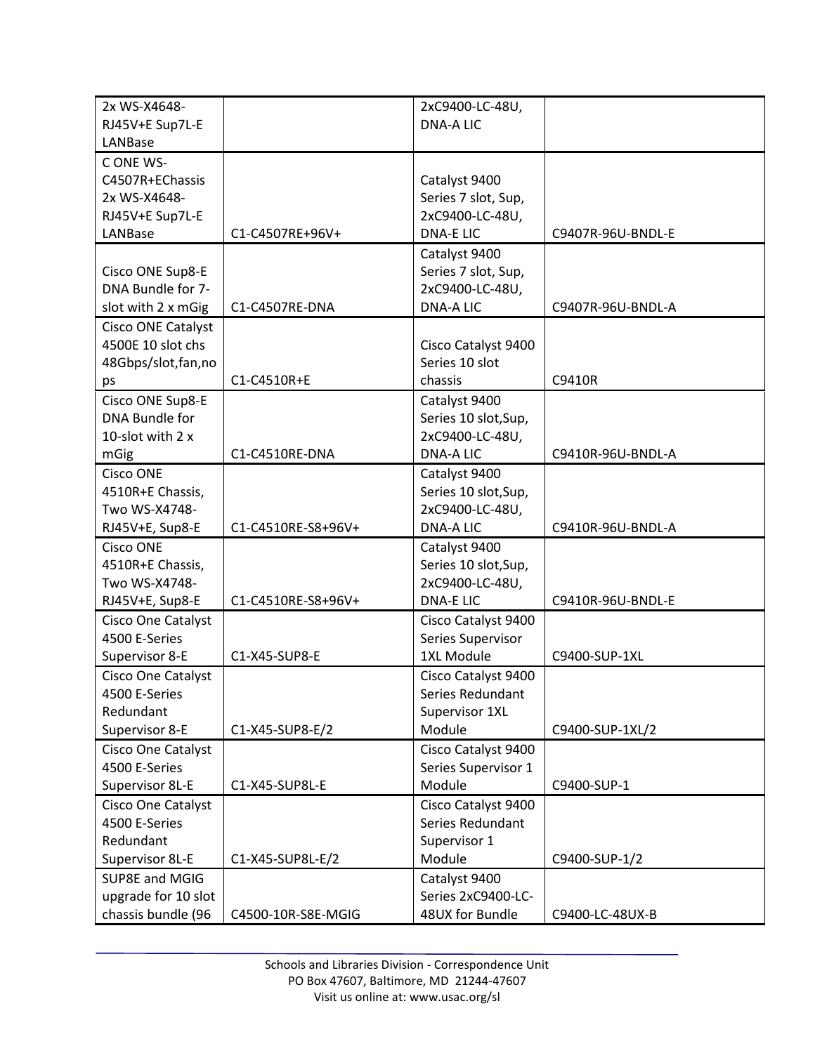| | | | |
|---|---|---|---|
| 2x WS-X4648-RJ45V+E Sup7L-E LANBase | | 2xC9400-LC-48U, DNA-A LIC | |
| C ONE WS-C4507R+EChassis 2x WS-X4648-RJ45V+E Sup7L-E LANBase | C1-C4507RE+96V+ | Catalyst 9400 Series 7 slot, Sup, 2xC9400-LC-48U, DNA-E LIC | C9407R-96U-BNDL-E |
| Cisco ONE Sup8-E DNA Bundle for 7-slot with 2 x mGig | C1-C4507RE-DNA | Catalyst 9400 Series 7 slot, Sup, 2xC9400-LC-48U, DNA-A LIC | C9407R-96U-BNDL-A |
| Cisco ONE Catalyst 4500E 10 slot chs 48Gbps/slot,fan,nops | C1-C4510R+E | Cisco Catalyst 9400 Series 10 slot chassis | C9410R |
| Cisco ONE Sup8-E DNA Bundle for 10-slot with 2 x mGig | C1-C4510RE-DNA | Catalyst 9400 Series 10 slot,Sup, 2xC9400-LC-48U, DNA-A LIC | C9410R-96U-BNDL-A |
| Cisco ONE 4510R+E Chassis, Two WS-X4748-RJ45V+E, Sup8-E | C1-C4510RE-S8+96V+ | Catalyst 9400 Series 10 slot,Sup, 2xC9400-LC-48U, DNA-A LIC | C9410R-96U-BNDL-A |
| Cisco ONE 4510R+E Chassis, Two WS-X4748-RJ45V+E, Sup8-E | C1-C4510RE-S8+96V+ | Catalyst 9400 Series 10 slot,Sup, 2xC9400-LC-48U, DNA-E LIC | C9410R-96U-BNDL-E |
| Cisco One Catalyst 4500 E-Series Supervisor 8-E | C1-X45-SUP8-E | Cisco Catalyst 9400 Series Supervisor 1XL Module | C9400-SUP-1XL |
| Cisco One Catalyst 4500 E-Series Redundant Supervisor 8-E | C1-X45-SUP8-E/2 | Cisco Catalyst 9400 Series Redundant Supervisor 1XL Module | C9400-SUP-1XL/2 |
| Cisco One Catalyst 4500 E-Series Supervisor 8L-E | C1-X45-SUP8L-E | Cisco Catalyst 9400 Series Supervisor 1 Module | C9400-SUP-1 |
| Cisco One Catalyst 4500 E-Series Redundant Supervisor 8L-E | C1-X45-SUP8L-E/2 | Cisco Catalyst 9400 Series Redundant Supervisor 1 Module | C9400-SUP-1/2 |
| SUP8E and MGIG upgrade for 10 slot chassis bundle (96 | C4500-10R-S8E-MGIG | Catalyst 9400 Series 2xC9400-LC-48UX for Bundle | C9400-LC-48UX-B |

Schools and Libraries Division - Correspondence Unit
PO Box 47607, Baltimore, MD 21244-47607
Visit us online at: www.usac.org/sl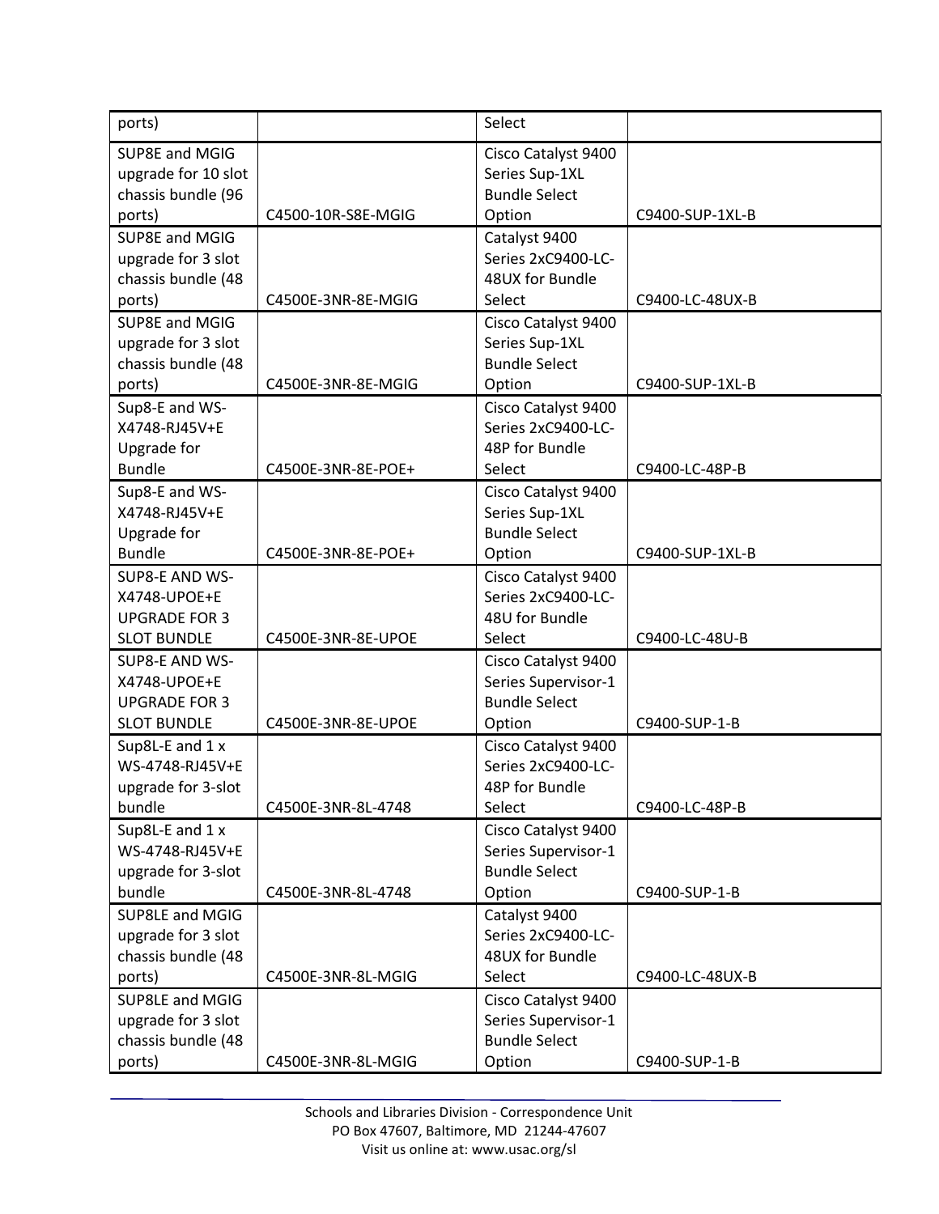| | | | |
|---|---|---|---|
| ports) | | Select | |
| SUP8E and MGIG upgrade for 10 slot chassis bundle (96 ports) | C4500-10R-S8E-MGIG | Cisco Catalyst 9400 Series Sup-1XL Bundle Select Option | C9400-SUP-1XL-B |
| SUP8E and MGIG upgrade for 3 slot chassis bundle (48 ports) | C4500E-3NR-8E-MGIG | Catalyst 9400 Series 2xC9400-LC-48UX for Bundle Select | C9400-LC-48UX-B |
| SUP8E and MGIG upgrade for 3 slot chassis bundle (48 ports) | C4500E-3NR-8E-MGIG | Cisco Catalyst 9400 Series Sup-1XL Bundle Select Option | C9400-SUP-1XL-B |
| Sup8-E and WS-X4748-RJ45V+E Upgrade for Bundle | C4500E-3NR-8E-POE+ | Cisco Catalyst 9400 Series 2xC9400-LC-48P for Bundle Select | C9400-LC-48P-B |
| Sup8-E and WS-X4748-RJ45V+E Upgrade for Bundle | C4500E-3NR-8E-POE+ | Cisco Catalyst 9400 Series Sup-1XL Bundle Select Option | C9400-SUP-1XL-B |
| SUP8-E AND WS-X4748-UPOE+E UPGRADE FOR 3 SLOT BUNDLE | C4500E-3NR-8E-UPOE | Cisco Catalyst 9400 Series 2xC9400-LC-48U for Bundle Select | C9400-LC-48U-B |
| SUP8-E AND WS-X4748-UPOE+E UPGRADE FOR 3 SLOT BUNDLE | C4500E-3NR-8E-UPOE | Cisco Catalyst 9400 Series Supervisor-1 Bundle Select Option | C9400-SUP-1-B |
| Sup8L-E and 1 x WS-4748-RJ45V+E upgrade for 3-slot bundle | C4500E-3NR-8L-4748 | Cisco Catalyst 9400 Series 2xC9400-LC-48P for Bundle Select | C9400-LC-48P-B |
| Sup8L-E and 1 x WS-4748-RJ45V+E upgrade for 3-slot bundle | C4500E-3NR-8L-4748 | Cisco Catalyst 9400 Series Supervisor-1 Bundle Select Option | C9400-SUP-1-B |
| SUP8LE and MGIG upgrade for 3 slot chassis bundle (48 ports) | C4500E-3NR-8L-MGIG | Catalyst 9400 Series 2xC9400-LC-48UX for Bundle Select | C9400-LC-48UX-B |
| SUP8LE and MGIG upgrade for 3 slot chassis bundle (48 ports) | C4500E-3NR-8L-MGIG | Cisco Catalyst 9400 Series Supervisor-1 Bundle Select Option | C9400-SUP-1-B |

Schools and Libraries Division - Correspondence Unit
PO Box 47607, Baltimore, MD 21244-47607
Visit us online at: www.usac.org/sl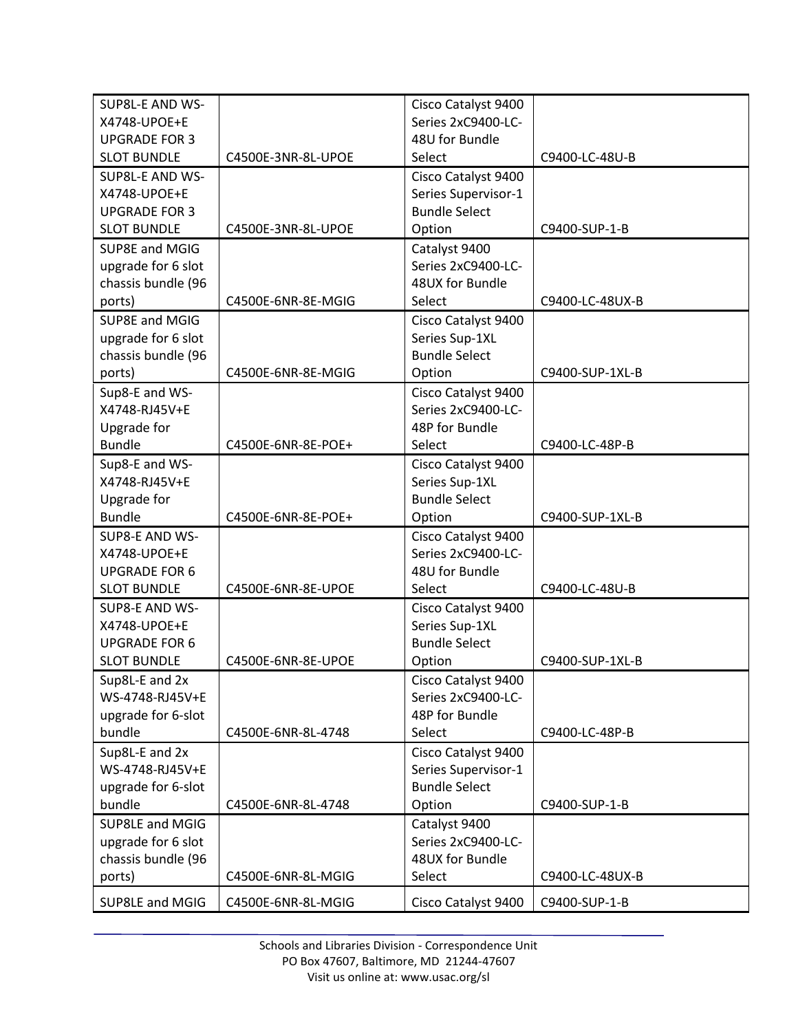| | | | |
|---|---|---|---|
| SUP8L-E AND WS-X4748-UPOE+E UPGRADE FOR 3 SLOT BUNDLE | C4500E-3NR-8L-UPOE | Cisco Catalyst 9400 Series 2xC9400-LC-48U for Bundle Select | C9400-LC-48U-B |
| SUP8L-E AND WS-X4748-UPOE+E UPGRADE FOR 3 SLOT BUNDLE | C4500E-3NR-8L-UPOE | Cisco Catalyst 9400 Series Supervisor-1 Bundle Select Option | C9400-SUP-1-B |
| SUP8E and MGIG upgrade for 6 slot chassis bundle (96 ports) | C4500E-6NR-8E-MGIG | Catalyst 9400 Series 2xC9400-LC-48UX for Bundle Select | C9400-LC-48UX-B |
| SUP8E and MGIG upgrade for 6 slot chassis bundle (96 ports) | C4500E-6NR-8E-MGIG | Cisco Catalyst 9400 Series Sup-1XL Bundle Select Option | C9400-SUP-1XL-B |
| Sup8-E and WS-X4748-RJ45V+E Upgrade for Bundle | C4500E-6NR-8E-POE+ | Cisco Catalyst 9400 Series 2xC9400-LC-48P for Bundle Select | C9400-LC-48P-B |
| Sup8-E and WS-X4748-RJ45V+E Upgrade for Bundle | C4500E-6NR-8E-POE+ | Cisco Catalyst 9400 Series Sup-1XL Bundle Select Option | C9400-SUP-1XL-B |
| SUP8-E AND WS-X4748-UPOE+E UPGRADE FOR 6 SLOT BUNDLE | C4500E-6NR-8E-UPOE | Cisco Catalyst 9400 Series 2xC9400-LC-48U for Bundle Select | C9400-LC-48U-B |
| SUP8-E AND WS-X4748-UPOE+E UPGRADE FOR 6 SLOT BUNDLE | C4500E-6NR-8E-UPOE | Cisco Catalyst 9400 Series Sup-1XL Bundle Select Option | C9400-SUP-1XL-B |
| Sup8L-E and 2x WS-4748-RJ45V+E upgrade for 6-slot bundle | C4500E-6NR-8L-4748 | Cisco Catalyst 9400 Series 2xC9400-LC-48P for Bundle Select | C9400-LC-48P-B |
| Sup8L-E and 2x WS-4748-RJ45V+E upgrade for 6-slot bundle | C4500E-6NR-8L-4748 | Cisco Catalyst 9400 Series Supervisor-1 Bundle Select Option | C9400-SUP-1-B |
| SUP8LE and MGIG upgrade for 6 slot chassis bundle (96 ports) | C4500E-6NR-8L-MGIG | Catalyst 9400 Series 2xC9400-LC-48UX for Bundle Select | C9400-LC-48UX-B |
| SUP8LE and MGIG | C4500E-6NR-8L-MGIG | Cisco Catalyst 9400 | C9400-SUP-1-B |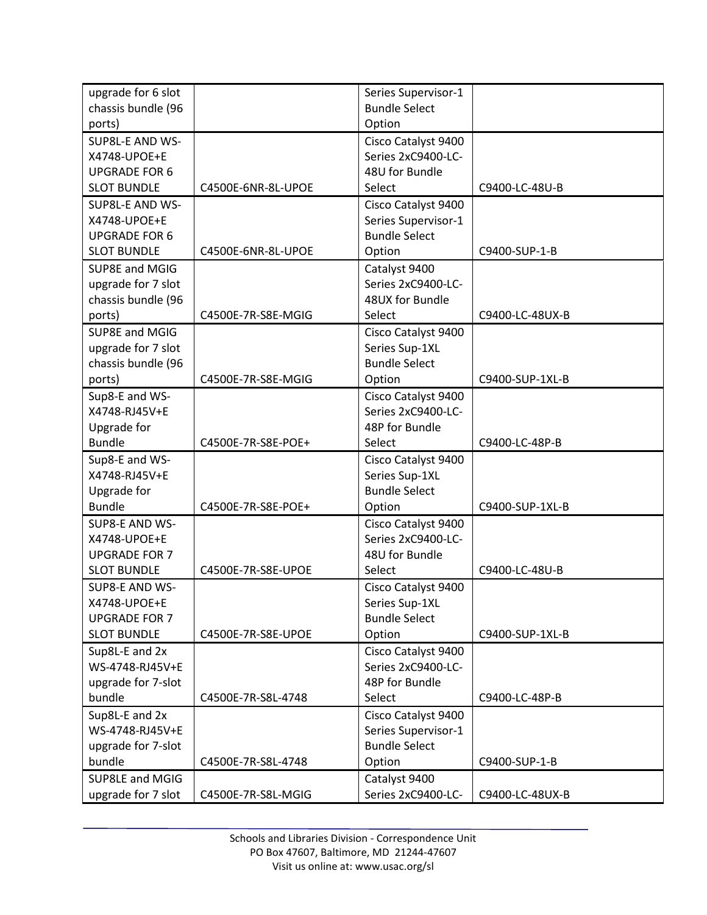| | | | |
|---|---|---|---|
| upgrade for 6 slot chassis bundle (96 ports) | | Series Supervisor-1 Bundle Select Option | |
| SUP8L-E AND WS-X4748-UPOE+E UPGRADE FOR 6 SLOT BUNDLE | C4500E-6NR-8L-UPOE | Cisco Catalyst 9400 Series 2xC9400-LC-48U for Bundle Select | C9400-LC-48U-B |
| SUP8L-E AND WS-X4748-UPOE+E UPGRADE FOR 6 SLOT BUNDLE | C4500E-6NR-8L-UPOE | Cisco Catalyst 9400 Series Supervisor-1 Bundle Select Option | C9400-SUP-1-B |
| SUP8E and MGIG upgrade for 7 slot chassis bundle (96 ports) | C4500E-7R-S8E-MGIG | Catalyst 9400 Series 2xC9400-LC-48UX for Bundle Select | C9400-LC-48UX-B |
| SUP8E and MGIG upgrade for 7 slot chassis bundle (96 ports) | C4500E-7R-S8E-MGIG | Cisco Catalyst 9400 Series Sup-1XL Bundle Select Option | C9400-SUP-1XL-B |
| Sup8-E and WS-X4748-RJ45V+E Upgrade for Bundle | C4500E-7R-S8E-POE+ | Cisco Catalyst 9400 Series 2xC9400-LC-48P for Bundle Select | C9400-LC-48P-B |
| Sup8-E and WS-X4748-RJ45V+E Upgrade for Bundle | C4500E-7R-S8E-POE+ | Cisco Catalyst 9400 Series Sup-1XL Bundle Select Option | C9400-SUP-1XL-B |
| SUP8-E AND WS-X4748-UPOE+E UPGRADE FOR 7 SLOT BUNDLE | C4500E-7R-S8E-UPOE | Cisco Catalyst 9400 Series 2xC9400-LC-48U for Bundle Select | C9400-LC-48U-B |
| SUP8-E AND WS-X4748-UPOE+E UPGRADE FOR 7 SLOT BUNDLE | C4500E-7R-S8E-UPOE | Cisco Catalyst 9400 Series Sup-1XL Bundle Select Option | C9400-SUP-1XL-B |
| Sup8L-E and 2x WS-4748-RJ45V+E upgrade for 7-slot bundle | C4500E-7R-S8L-4748 | Cisco Catalyst 9400 Series 2xC9400-LC-48P for Bundle Select | C9400-LC-48P-B |
| Sup8L-E and 2x WS-4748-RJ45V+E upgrade for 7-slot bundle | C4500E-7R-S8L-4748 | Cisco Catalyst 9400 Series Supervisor-1 Bundle Select Option | C9400-SUP-1-B |
| SUP8LE and MGIG upgrade for 7 slot | C4500E-7R-S8L-MGIG | Catalyst 9400 Series 2xC9400-LC- | C9400-LC-48UX-B |

Schools and Libraries Division - Correspondence Unit
PO Box 47607, Baltimore, MD 21244-47607
Visit us online at: www.usac.org/sl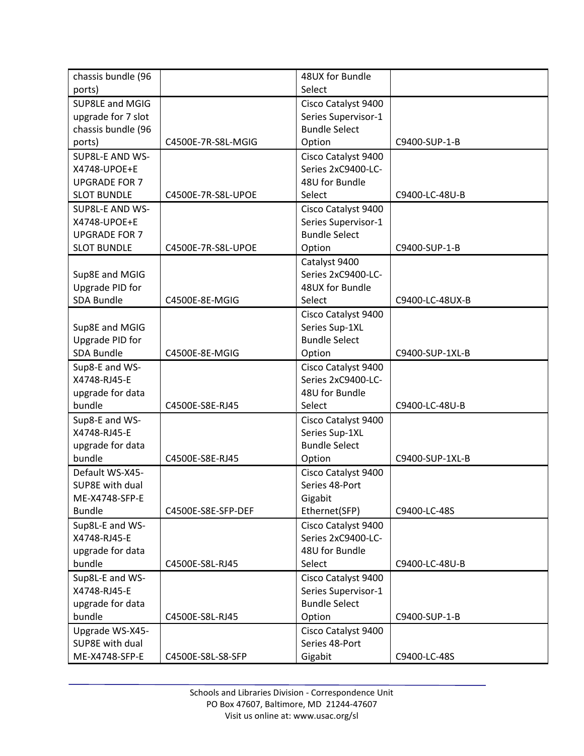| | | | |
|---|---|---|---|
| chassis bundle (96 ports) | | 48UX for Bundle Select | |
| SUP8LE and MGIG upgrade for 7 slot chassis bundle (96 ports) | C4500E-7R-S8L-MGIG | Cisco Catalyst 9400 Series Supervisor-1 Bundle Select Option | C9400-SUP-1-B |
| SUP8L-E AND WS-X4748-UPOE+E UPGRADE FOR 7 SLOT BUNDLE | C4500E-7R-S8L-UPOE | Cisco Catalyst 9400 Series 2xC9400-LC-48U for Bundle Select | C9400-LC-48U-B |
| SUP8L-E AND WS-X4748-UPOE+E UPGRADE FOR 7 SLOT BUNDLE | C4500E-7R-S8L-UPOE | Cisco Catalyst 9400 Series Supervisor-1 Bundle Select Option | C9400-SUP-1-B |
| Sup8E and MGIG Upgrade PID for SDA Bundle | C4500E-8E-MGIG | Catalyst 9400 Series 2xC9400-LC-48UX for Bundle Select | C9400-LC-48UX-B |
| Sup8E and MGIG Upgrade PID for SDA Bundle | C4500E-8E-MGIG | Cisco Catalyst 9400 Series Sup-1XL Bundle Select Option | C9400-SUP-1XL-B |
| Sup8-E and WS-X4748-RJ45-E upgrade for data bundle | C4500E-S8E-RJ45 | Cisco Catalyst 9400 Series 2xC9400-LC-48U for Bundle Select | C9400-LC-48U-B |
| Sup8-E and WS-X4748-RJ45-E upgrade for data bundle | C4500E-S8E-RJ45 | Cisco Catalyst 9400 Series Sup-1XL Bundle Select Option | C9400-SUP-1XL-B |
| Default WS-X45-SUP8E with dual ME-X4748-SFP-E Bundle | C4500E-S8E-SFP-DEF | Cisco Catalyst 9400 Series 48-Port Gigabit Ethernet(SFP) | C9400-LC-48S |
| Sup8L-E and WS-X4748-RJ45-E upgrade for data bundle | C4500E-S8L-RJ45 | Cisco Catalyst 9400 Series 2xC9400-LC-48U for Bundle Select | C9400-LC-48U-B |
| Sup8L-E and WS-X4748-RJ45-E upgrade for data bundle | C4500E-S8L-RJ45 | Cisco Catalyst 9400 Series Supervisor-1 Bundle Select Option | C9400-SUP-1-B |
| Upgrade WS-X45-SUP8E with dual ME-X4748-SFP-E | C4500E-S8L-S8-SFP | Cisco Catalyst 9400 Series 48-Port Gigabit | C9400-LC-48S |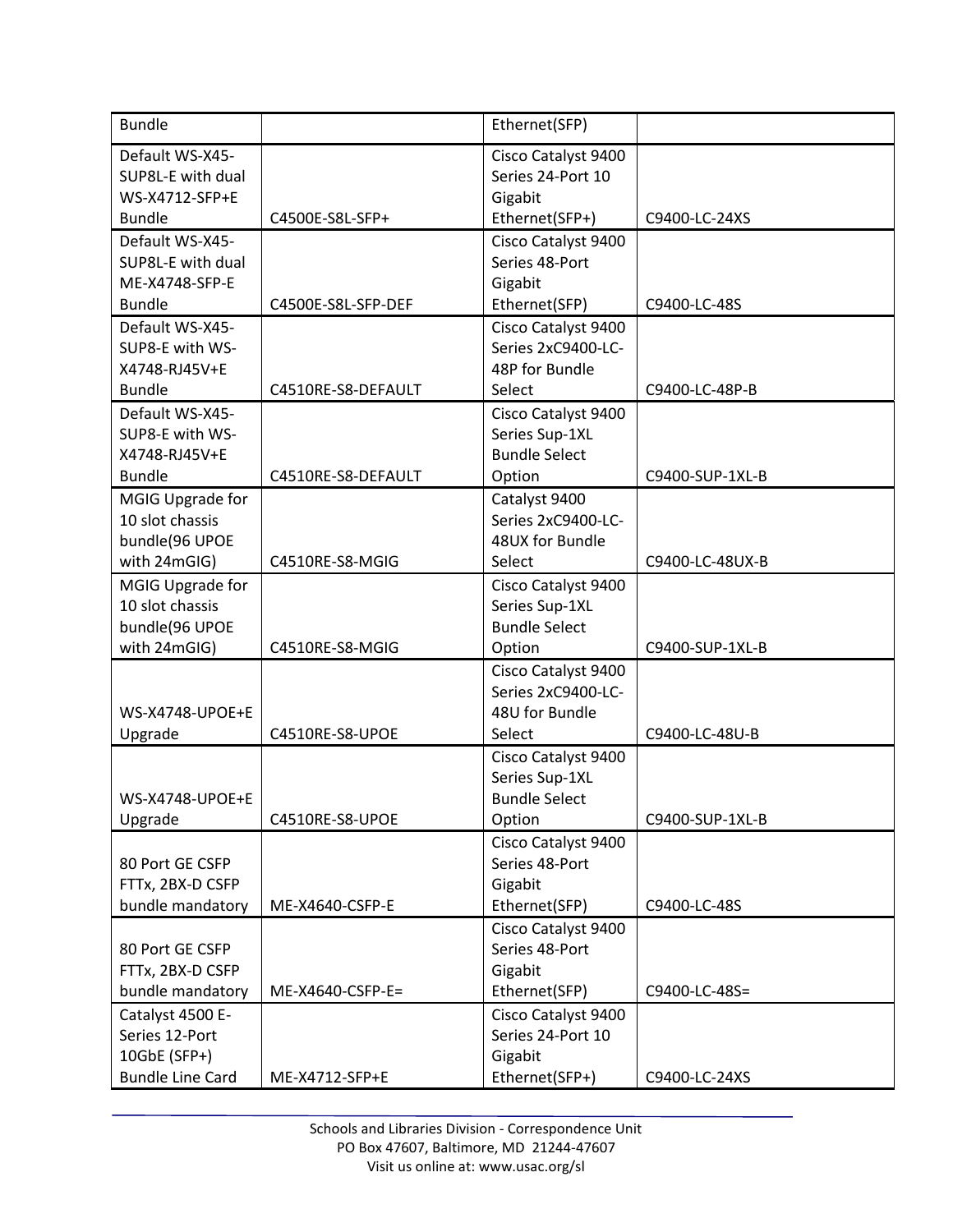| Bundle | | Ethernet(SFP) | |
|---|---|---|---|
| Default WS-X45-SUP8L-E with dual WS-X4712-SFP+E Bundle | C4500E-S8L-SFP+ | Cisco Catalyst 9400 Series 24-Port 10 Gigabit Ethernet(SFP+) | C9400-LC-24XS |
| Default WS-X45-SUP8L-E with dual ME-X4748-SFP-E Bundle | C4500E-S8L-SFP-DEF | Cisco Catalyst 9400 Series 48-Port Gigabit Ethernet(SFP) | C9400-LC-48S |
| Default WS-X45-SUP8-E with WS-X4748-RJ45V+E Bundle | C4510RE-S8-DEFAULT | Cisco Catalyst 9400 Series 2xC9400-LC-48P for Bundle Select | C9400-LC-48P-B |
| Default WS-X45-SUP8-E with WS-X4748-RJ45V+E Bundle | C4510RE-S8-DEFAULT | Cisco Catalyst 9400 Series Sup-1XL Bundle Select Option | C9400-SUP-1XL-B |
| MGIG Upgrade for 10 slot chassis bundle(96 UPOE with 24mGIG) | C4510RE-S8-MGIG | Catalyst 9400 Series 2xC9400-LC-48UX for Bundle Select | C9400-LC-48UX-B |
| MGIG Upgrade for 10 slot chassis bundle(96 UPOE with 24mGIG) | C4510RE-S8-MGIG | Cisco Catalyst 9400 Series Sup-1XL Bundle Select Option | C9400-SUP-1XL-B |
| WS-X4748-UPOE+E Upgrade | C4510RE-S8-UPOE | Cisco Catalyst 9400 Series 2xC9400-LC-48U for Bundle Select | C9400-LC-48U-B |
| WS-X4748-UPOE+E Upgrade | C4510RE-S8-UPOE | Cisco Catalyst 9400 Series Sup-1XL Bundle Select Option | C9400-SUP-1XL-B |
| 80 Port GE CSFP FTTx, 2BX-D CSFP bundle mandatory | ME-X4640-CSFP-E | Cisco Catalyst 9400 Series 48-Port Gigabit Ethernet(SFP) | C9400-LC-48S |
| 80 Port GE CSFP FTTx, 2BX-D CSFP bundle mandatory | ME-X4640-CSFP-E= | Cisco Catalyst 9400 Series 48-Port Gigabit Ethernet(SFP) | C9400-LC-48S= |
| Catalyst 4500 E-Series 12-Port 10GbE (SFP+) Bundle Line Card | ME-X4712-SFP+E | Cisco Catalyst 9400 Series 24-Port 10 Gigabit Ethernet(SFP+) | C9400-LC-24XS |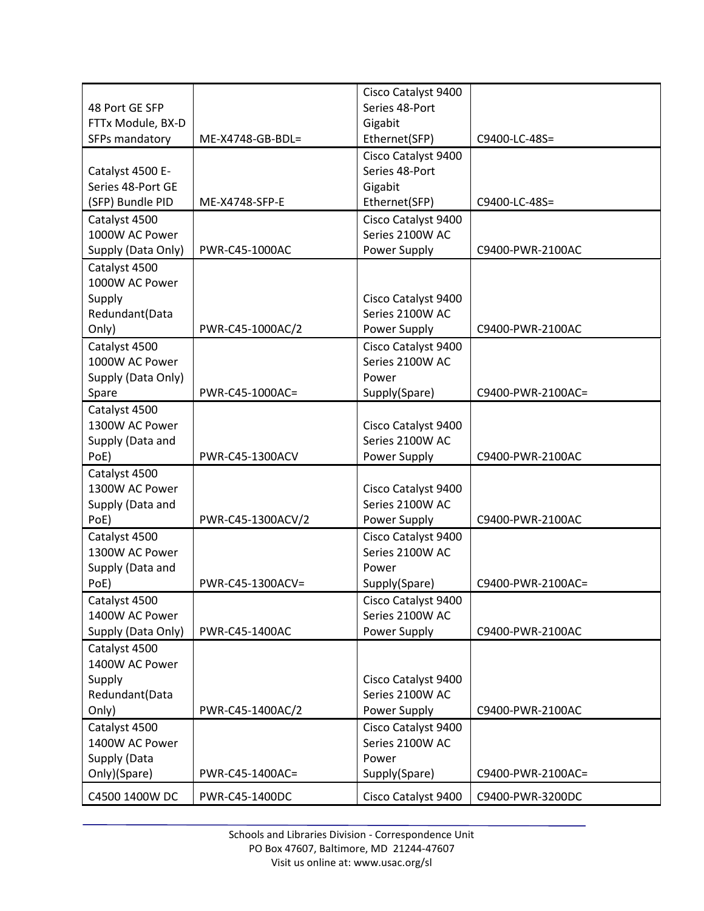| | | | |
|---|---|---|---|
| 48 Port GE SFP FTTx Module, BX-D SFPs mandatory | ME-X4748-GB-BDL= | Cisco Catalyst 9400 Series 48-Port Gigabit Ethernet(SFP) | C9400-LC-48S= |
| Catalyst 4500 E-Series 48-Port GE (SFP) Bundle PID | ME-X4748-SFP-E | Cisco Catalyst 9400 Series 48-Port Gigabit Ethernet(SFP) | C9400-LC-48S= |
| Catalyst 4500 1000W AC Power Supply (Data Only) | PWR-C45-1000AC | Cisco Catalyst 9400 Series 2100W AC Power Supply | C9400-PWR-2100AC |
| Catalyst 4500 1000W AC Power Supply Redundant(Data Only) | PWR-C45-1000AC/2 | Cisco Catalyst 9400 Series 2100W AC Power Supply | C9400-PWR-2100AC |
| Catalyst 4500 1000W AC Power Supply (Data Only) Spare | PWR-C45-1000AC= | Cisco Catalyst 9400 Series 2100W AC Power Supply(Spare) | C9400-PWR-2100AC= |
| Catalyst 4500 1300W AC Power Supply (Data and PoE) | PWR-C45-1300ACV | Cisco Catalyst 9400 Series 2100W AC Power Supply | C9400-PWR-2100AC |
| Catalyst 4500 1300W AC Power Supply (Data and PoE) | PWR-C45-1300ACV/2 | Cisco Catalyst 9400 Series 2100W AC Power Supply | C9400-PWR-2100AC |
| Catalyst 4500 1300W AC Power Supply (Data and PoE) | PWR-C45-1300ACV= | Cisco Catalyst 9400 Series 2100W AC Power Supply(Spare) | C9400-PWR-2100AC= |
| Catalyst 4500 1400W AC Power Supply (Data Only) | PWR-C45-1400AC | Cisco Catalyst 9400 Series 2100W AC Power Supply | C9400-PWR-2100AC |
| Catalyst 4500 1400W AC Power Supply Redundant(Data Only) | PWR-C45-1400AC/2 | Cisco Catalyst 9400 Series 2100W AC Power Supply | C9400-PWR-2100AC |
| Catalyst 4500 1400W AC Power Supply (Data Only)(Spare) | PWR-C45-1400AC= | Cisco Catalyst 9400 Series 2100W AC Power Supply(Spare) | C9400-PWR-2100AC= |
| C4500 1400W DC | PWR-C45-1400DC | Cisco Catalyst 9400 | C9400-PWR-3200DC |

Schools and Libraries Division - Correspondence Unit
PO Box 47607, Baltimore, MD 21244-47607
Visit us online at: www.usac.org/sl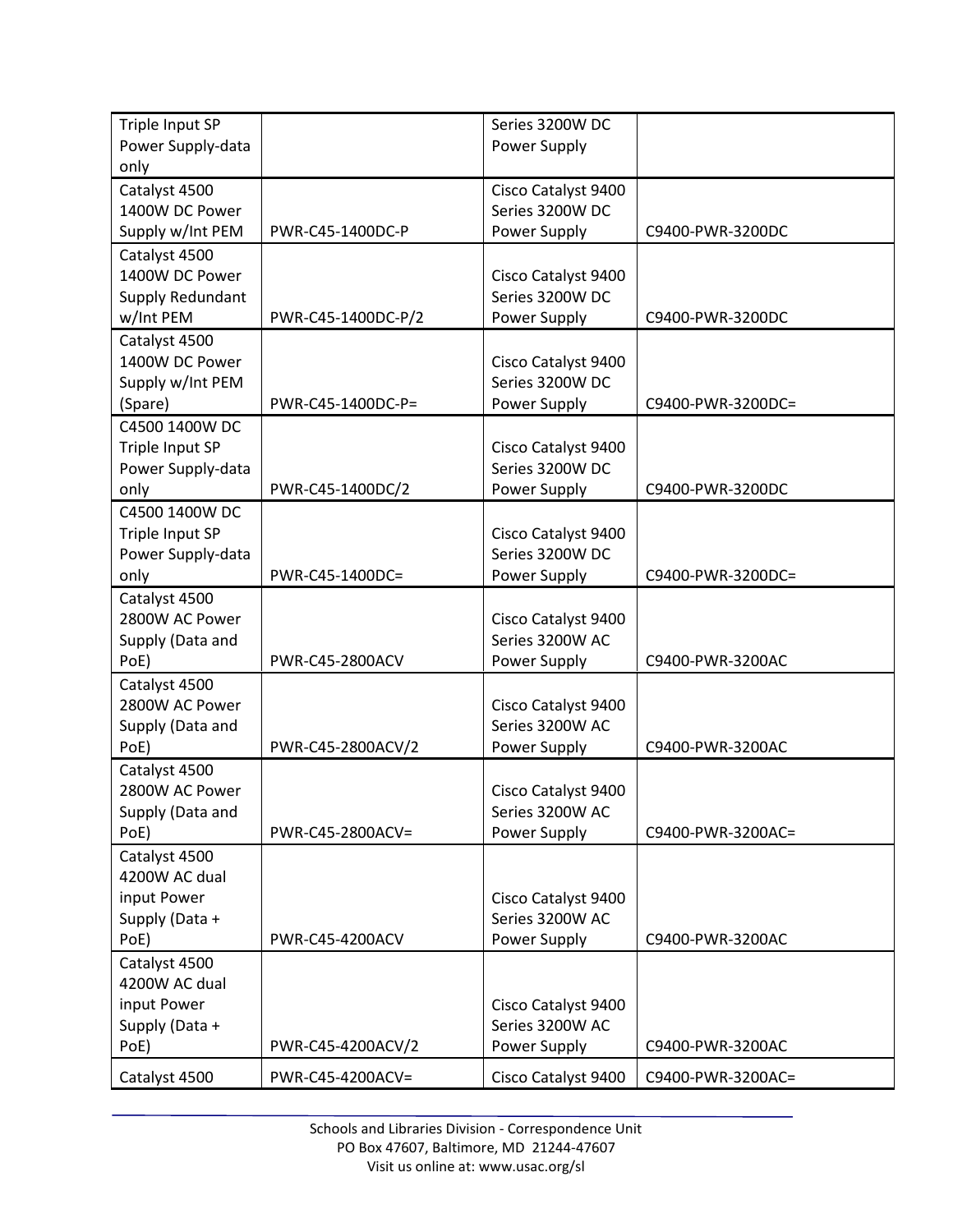| | | | |
|---|---|---|---|
| Triple Input SP Power Supply-data only | | Series 3200W DC Power Supply | |
| Catalyst 4500 1400W DC Power Supply w/Int PEM | PWR-C45-1400DC-P | Cisco Catalyst 9400 Series 3200W DC Power Supply | C9400-PWR-3200DC |
| Catalyst 4500 1400W DC Power Supply Redundant w/Int PEM | PWR-C45-1400DC-P/2 | Cisco Catalyst 9400 Series 3200W DC Power Supply | C9400-PWR-3200DC |
| Catalyst 4500 1400W DC Power Supply w/Int PEM (Spare) | PWR-C45-1400DC-P= | Cisco Catalyst 9400 Series 3200W DC Power Supply | C9400-PWR-3200DC= |
| C4500 1400W DC Triple Input SP Power Supply-data only | PWR-C45-1400DC/2 | Cisco Catalyst 9400 Series 3200W DC Power Supply | C9400-PWR-3200DC |
| C4500 1400W DC Triple Input SP Power Supply-data only | PWR-C45-1400DC= | Cisco Catalyst 9400 Series 3200W DC Power Supply | C9400-PWR-3200DC= |
| Catalyst 4500 2800W AC Power Supply (Data and PoE) | PWR-C45-2800ACV | Cisco Catalyst 9400 Series 3200W AC Power Supply | C9400-PWR-3200AC |
| Catalyst 4500 2800W AC Power Supply (Data and PoE) | PWR-C45-2800ACV/2 | Cisco Catalyst 9400 Series 3200W AC Power Supply | C9400-PWR-3200AC |
| Catalyst 4500 2800W AC Power Supply (Data and PoE) | PWR-C45-2800ACV= | Cisco Catalyst 9400 Series 3200W AC Power Supply | C9400-PWR-3200AC= |
| Catalyst 4500 4200W AC dual input Power Supply (Data + PoE) | PWR-C45-4200ACV | Cisco Catalyst 9400 Series 3200W AC Power Supply | C9400-PWR-3200AC |
| Catalyst 4500 4200W AC dual input Power Supply (Data + PoE) | PWR-C45-4200ACV/2 | Cisco Catalyst 9400 Series 3200W AC Power Supply | C9400-PWR-3200AC |
| Catalyst 4500 | PWR-C45-4200ACV= | Cisco Catalyst 9400 | C9400-PWR-3200AC= |

Schools and Libraries Division - Correspondence Unit
PO Box 47607, Baltimore, MD 21244-47607
Visit us online at: www.usac.org/sl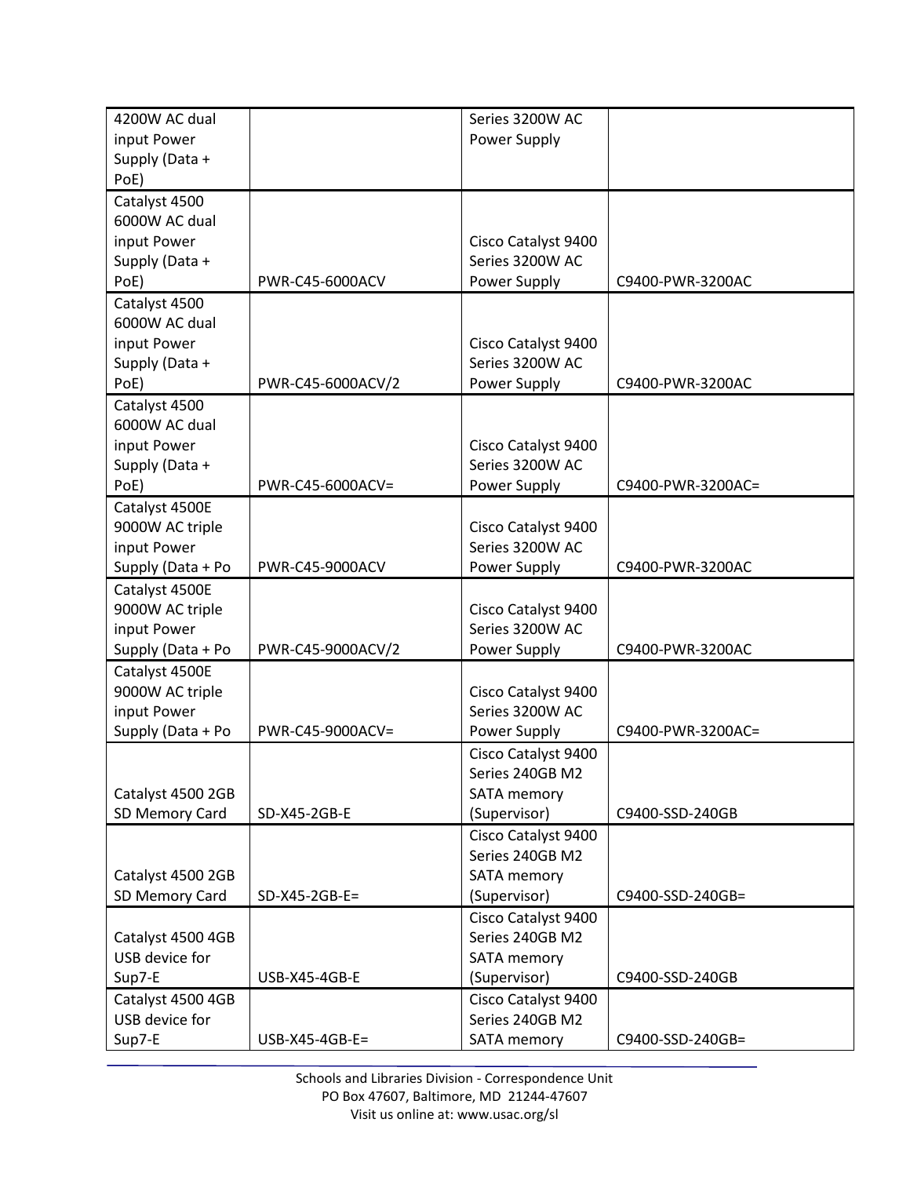| | | | |
|---|---|---|---|
| 4200W AC dual input Power Supply (Data + PoE) | | Series 3200W AC Power Supply | |
| Catalyst 4500 6000W AC dual input Power Supply (Data + PoE) | PWR-C45-6000ACV | Cisco Catalyst 9400 Series 3200W AC Power Supply | C9400-PWR-3200AC |
| Catalyst 4500 6000W AC dual input Power Supply (Data + PoE) | PWR-C45-6000ACV/2 | Cisco Catalyst 9400 Series 3200W AC Power Supply | C9400-PWR-3200AC |
| Catalyst 4500 6000W AC dual input Power Supply (Data + PoE) | PWR-C45-6000ACV= | Cisco Catalyst 9400 Series 3200W AC Power Supply | C9400-PWR-3200AC= |
| Catalyst 4500E 9000W AC triple input Power Supply (Data + Po | PWR-C45-9000ACV | Cisco Catalyst 9400 Series 3200W AC Power Supply | C9400-PWR-3200AC |
| Catalyst 4500E 9000W AC triple input Power Supply (Data + Po | PWR-C45-9000ACV/2 | Cisco Catalyst 9400 Series 3200W AC Power Supply | C9400-PWR-3200AC |
| Catalyst 4500E 9000W AC triple input Power Supply (Data + Po | PWR-C45-9000ACV= | Cisco Catalyst 9400 Series 3200W AC Power Supply | C9400-PWR-3200AC= |
| Catalyst 4500 2GB SD Memory Card | SD-X45-2GB-E | Cisco Catalyst 9400 Series 240GB M2 SATA memory (Supervisor) | C9400-SSD-240GB |
| Catalyst 4500 2GB SD Memory Card | SD-X45-2GB-E= | Cisco Catalyst 9400 Series 240GB M2 SATA memory (Supervisor) | C9400-SSD-240GB= |
| Catalyst 4500 4GB USB device for Sup7-E | USB-X45-4GB-E | Cisco Catalyst 9400 Series 240GB M2 SATA memory (Supervisor) | C9400-SSD-240GB |
| Catalyst 4500 4GB USB device for Sup7-E | USB-X45-4GB-E= | Cisco Catalyst 9400 Series 240GB M2 SATA memory | C9400-SSD-240GB= |

Schools and Libraries Division - Correspondence Unit
PO Box 47607, Baltimore, MD 21244-47607
Visit us online at: www.usac.org/sl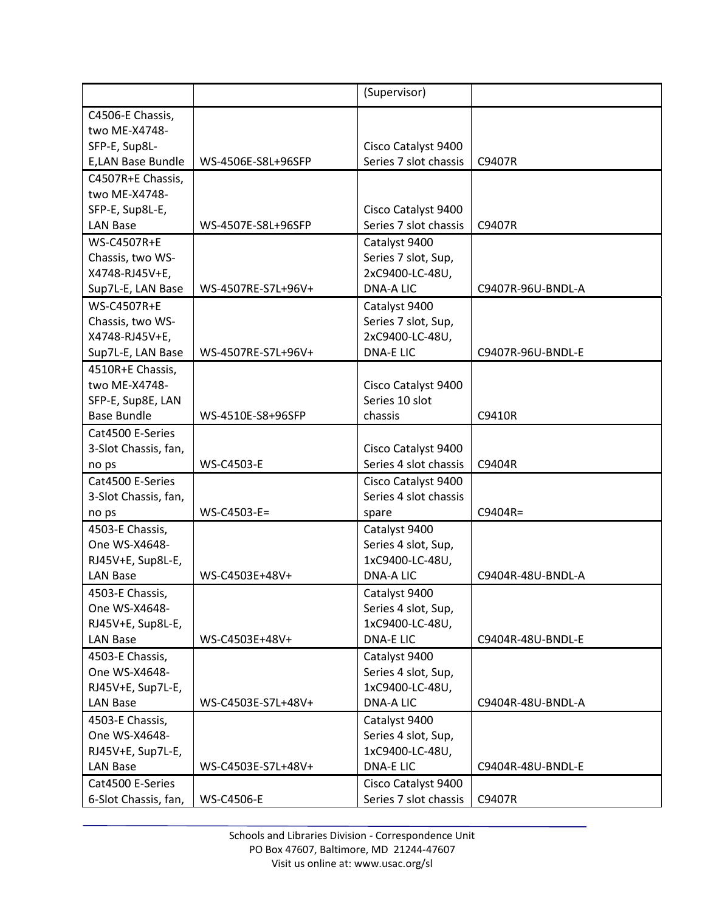| | | (Supervisor) | |
|---|---|---|---|
| C4506-E Chassis, two ME-X4748-SFP-E, Sup8L-E,LAN Base Bundle | WS-4506E-S8L+96SFP | Cisco Catalyst 9400 Series 7 slot chassis | C9407R |
| C4507R+E Chassis, two ME-X4748-SFP-E, Sup8L-E, LAN Base | WS-4507E-S8L+96SFP | Cisco Catalyst 9400 Series 7 slot chassis | C9407R |
| WS-C4507R+E Chassis, two WS-X4748-RJ45V+E, Sup7L-E, LAN Base | WS-4507RE-S7L+96V+ | Catalyst 9400 Series 7 slot, Sup, 2xC9400-LC-48U, DNA-A LIC | C9407R-96U-BNDL-A |
| WS-C4507R+E Chassis, two WS-X4748-RJ45V+E, Sup7L-E, LAN Base | WS-4507RE-S7L+96V+ | Catalyst 9400 Series 7 slot, Sup, 2xC9400-LC-48U, DNA-E LIC | C9407R-96U-BNDL-E |
| 4510R+E Chassis, two ME-X4748-SFP-E, Sup8E, LAN Base Bundle | WS-4510E-S8+96SFP | Cisco Catalyst 9400 Series 10 slot chassis | C9410R |
| Cat4500 E-Series 3-Slot Chassis, fan, no ps | WS-C4503-E | Cisco Catalyst 9400 Series 4 slot chassis | C9404R |
| Cat4500 E-Series 3-Slot Chassis, fan, no ps | WS-C4503-E= | Cisco Catalyst 9400 Series 4 slot chassis spare | C9404R= |
| 4503-E Chassis, One WS-X4648-RJ45V+E, Sup8L-E, LAN Base | WS-C4503E+48V+ | Catalyst 9400 Series 4 slot, Sup, 1xC9400-LC-48U, DNA-A LIC | C9404R-48U-BNDL-A |
| 4503-E Chassis, One WS-X4648-RJ45V+E, Sup8L-E, LAN Base | WS-C4503E+48V+ | Catalyst 9400 Series 4 slot, Sup, 1xC9400-LC-48U, DNA-E LIC | C9404R-48U-BNDL-E |
| 4503-E Chassis, One WS-X4648-RJ45V+E, Sup7L-E, LAN Base | WS-C4503E-S7L+48V+ | Catalyst 9400 Series 4 slot, Sup, 1xC9400-LC-48U, DNA-A LIC | C9404R-48U-BNDL-A |
| 4503-E Chassis, One WS-X4648-RJ45V+E, Sup7L-E, LAN Base | WS-C4503E-S7L+48V+ | Catalyst 9400 Series 4 slot, Sup, 1xC9400-LC-48U, DNA-E LIC | C9404R-48U-BNDL-E |
| Cat4500 E-Series 6-Slot Chassis, fan, | WS-C4506-E | Cisco Catalyst 9400 Series 7 slot chassis | C9407R |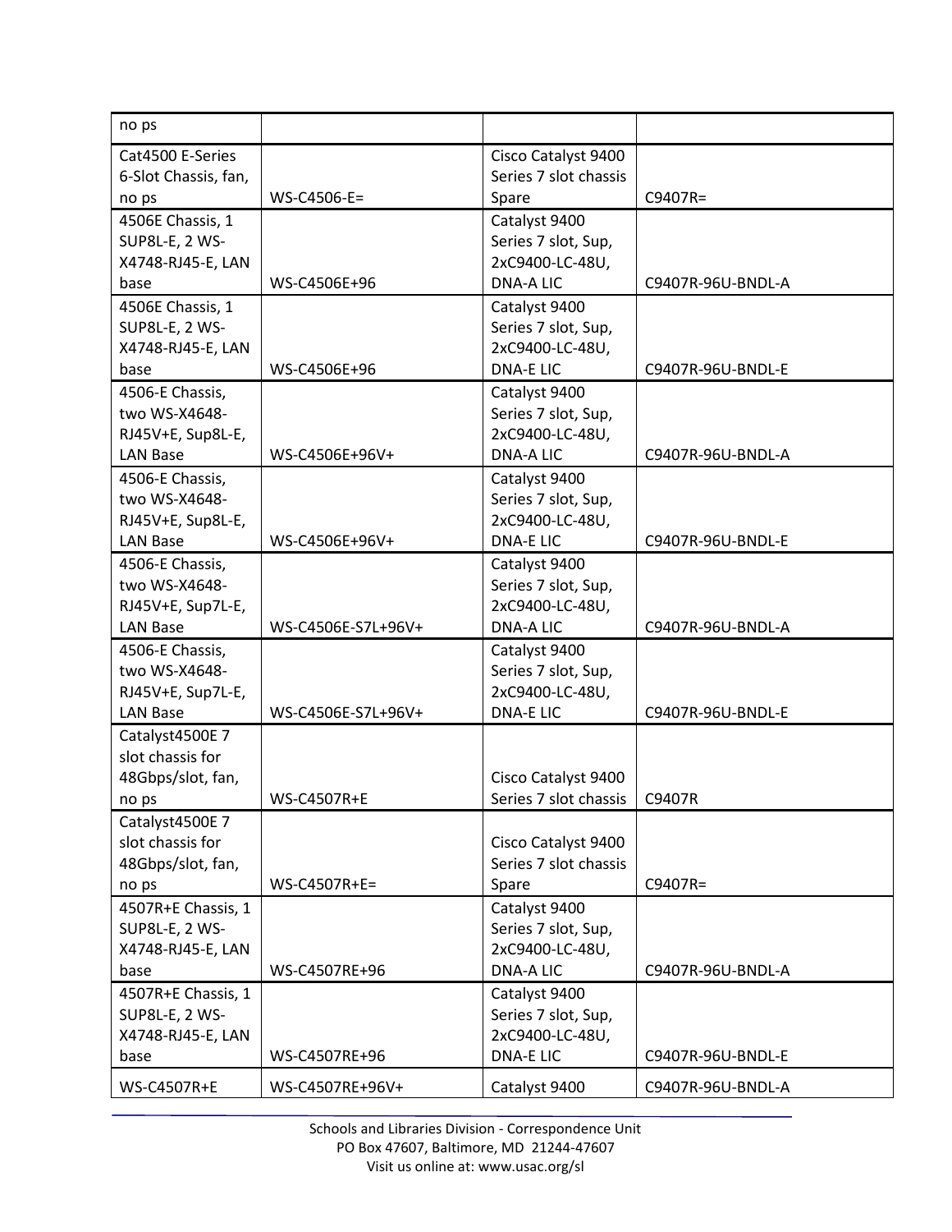| | | | |
|---|---|---|---|
| no ps | | | |
| Cat4500 E-Series 6-Slot Chassis, fan, no ps | WS-C4506-E= | Cisco Catalyst 9400 Series 7 slot chassis Spare | C9407R= |
| 4506E Chassis, 1 SUP8L-E, 2 WS-X4748-RJ45-E, LAN base | WS-C4506E+96 | Catalyst 9400 Series 7 slot, Sup, 2xC9400-LC-48U, DNA-A LIC | C9407R-96U-BNDL-A |
| 4506E Chassis, 1 SUP8L-E, 2 WS-X4748-RJ45-E, LAN base | WS-C4506E+96 | Catalyst 9400 Series 7 slot, Sup, 2xC9400-LC-48U, DNA-E LIC | C9407R-96U-BNDL-E |
| 4506-E Chassis, two WS-X4648-RJ45V+E, Sup8L-E, LAN Base | WS-C4506E+96V+ | Catalyst 9400 Series 7 slot, Sup, 2xC9400-LC-48U, DNA-A LIC | C9407R-96U-BNDL-A |
| 4506-E Chassis, two WS-X4648-RJ45V+E, Sup8L-E, LAN Base | WS-C4506E+96V+ | Catalyst 9400 Series 7 slot, Sup, 2xC9400-LC-48U, DNA-E LIC | C9407R-96U-BNDL-E |
| 4506-E Chassis, two WS-X4648-RJ45V+E, Sup7L-E, LAN Base | WS-C4506E-S7L+96V+ | Catalyst 9400 Series 7 slot, Sup, 2xC9400-LC-48U, DNA-A LIC | C9407R-96U-BNDL-A |
| 4506-E Chassis, two WS-X4648-RJ45V+E, Sup7L-E, LAN Base | WS-C4506E-S7L+96V+ | Catalyst 9400 Series 7 slot, Sup, 2xC9400-LC-48U, DNA-E LIC | C9407R-96U-BNDL-E |
| Catalyst4500E 7 slot chassis for 48Gbps/slot, fan, no ps | WS-C4507R+E | Cisco Catalyst 9400 Series 7 slot chassis | C9407R |
| Catalyst4500E 7 slot chassis for 48Gbps/slot, fan, no ps | WS-C4507R+E= | Cisco Catalyst 9400 Series 7 slot chassis Spare | C9407R= |
| 4507R+E Chassis, 1 SUP8L-E, 2 WS-X4748-RJ45-E, LAN base | WS-C4507RE+96 | Catalyst 9400 Series 7 slot, Sup, 2xC9400-LC-48U, DNA-A LIC | C9407R-96U-BNDL-A |
| 4507R+E Chassis, 1 SUP8L-E, 2 WS-X4748-RJ45-E, LAN base | WS-C4507RE+96 | Catalyst 9400 Series 7 slot, Sup, 2xC9400-LC-48U, DNA-E LIC | C9407R-96U-BNDL-E |
| WS-C4507R+E | WS-C4507RE+96V+ | Catalyst 9400 | C9407R-96U-BNDL-A |

Schools and Libraries Division - Correspondence Unit
PO Box 47607, Baltimore, MD 21244-47607
Visit us online at: www.usac.org/sl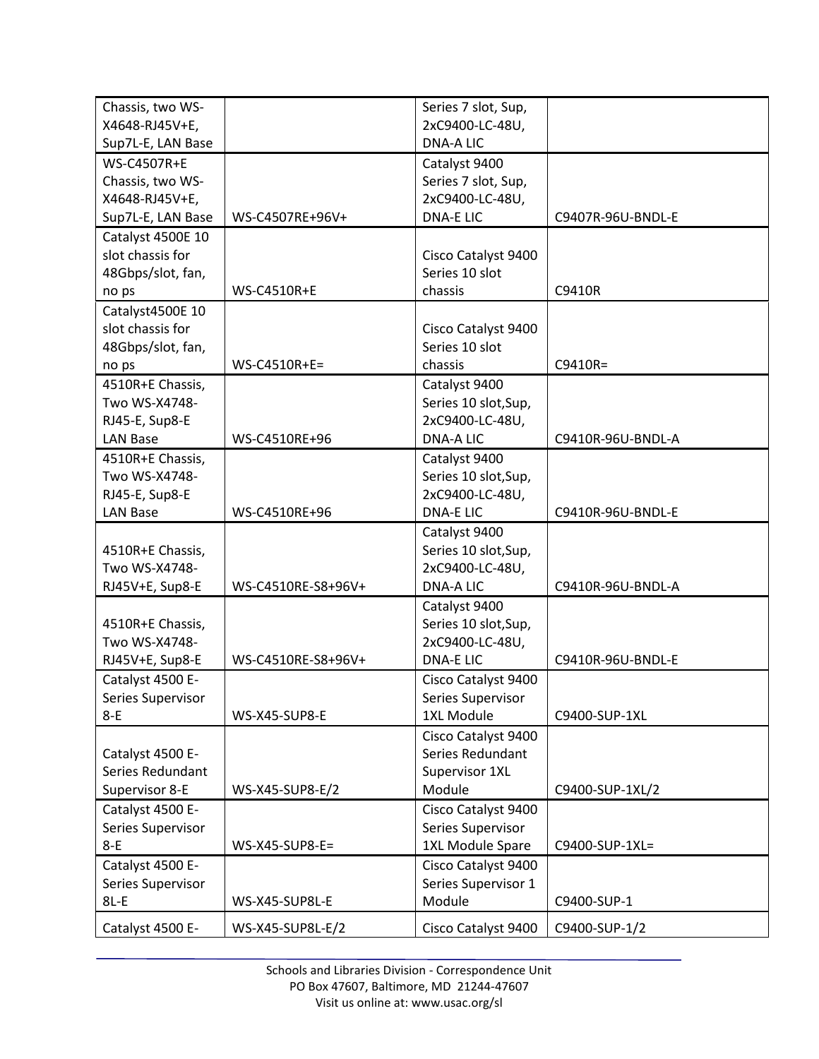| Chassis, two WS-X4648-RJ45V+E, Sup7L-E, LAN Base | | Series 7 slot, Sup, 2xC9400-LC-48U, DNA-A LIC | |
|---|---|---|---|
| WS-C4507R+E Chassis, two WS-X4648-RJ45V+E, Sup7L-E, LAN Base | WS-C4507RE+96V+ | Catalyst 9400 Series 7 slot, Sup, 2xC9400-LC-48U, DNA-E LIC | C9407R-96U-BNDL-E |
| Catalyst 4500E 10 slot chassis for 48Gbps/slot, fan, no ps | WS-C4510R+E | Cisco Catalyst 9400 Series 10 slot chassis | C9410R |
| Catalyst4500E 10 slot chassis for 48Gbps/slot, fan, no ps | WS-C4510R+E= | Cisco Catalyst 9400 Series 10 slot chassis | C9410R= |
| 4510R+E Chassis, Two WS-X4748-RJ45-E, Sup8-E LAN Base | WS-C4510RE+96 | Catalyst 9400 Series 10 slot,Sup, 2xC9400-LC-48U, DNA-A LIC | C9410R-96U-BNDL-A |
| 4510R+E Chassis, Two WS-X4748-RJ45-E, Sup8-E LAN Base | WS-C4510RE+96 | Catalyst 9400 Series 10 slot,Sup, 2xC9400-LC-48U, DNA-E LIC | C9410R-96U-BNDL-E |
| 4510R+E Chassis, Two WS-X4748-RJ45V+E, Sup8-E | WS-C4510RE-S8+96V+ | Catalyst 9400 Series 10 slot,Sup, 2xC9400-LC-48U, DNA-A LIC | C9410R-96U-BNDL-A |
| 4510R+E Chassis, Two WS-X4748-RJ45V+E, Sup8-E | WS-C4510RE-S8+96V+ | Catalyst 9400 Series 10 slot,Sup, 2xC9400-LC-48U, DNA-E LIC | C9410R-96U-BNDL-E |
| Catalyst 4500 E-Series Supervisor 8-E | WS-X45-SUP8-E | Cisco Catalyst 9400 Series Supervisor 1XL Module | C9400-SUP-1XL |
| Catalyst 4500 E-Series Redundant Supervisor 8-E | WS-X45-SUP8-E/2 | Cisco Catalyst 9400 Series Redundant Supervisor 1XL Module | C9400-SUP-1XL/2 |
| Catalyst 4500 E-Series Supervisor 8-E | WS-X45-SUP8-E= | Cisco Catalyst 9400 Series Supervisor 1XL Module Spare | C9400-SUP-1XL= |
| Catalyst 4500 E-Series Supervisor 8L-E | WS-X45-SUP8L-E | Cisco Catalyst 9400 Series Supervisor 1 Module | C9400-SUP-1 |
| Catalyst 4500 E- | WS-X45-SUP8L-E/2 | Cisco Catalyst 9400 | C9400-SUP-1/2 |

Schools and Libraries Division - Correspondence Unit
PO Box 47607, Baltimore, MD 21244-47607
Visit us online at: www.usac.org/sl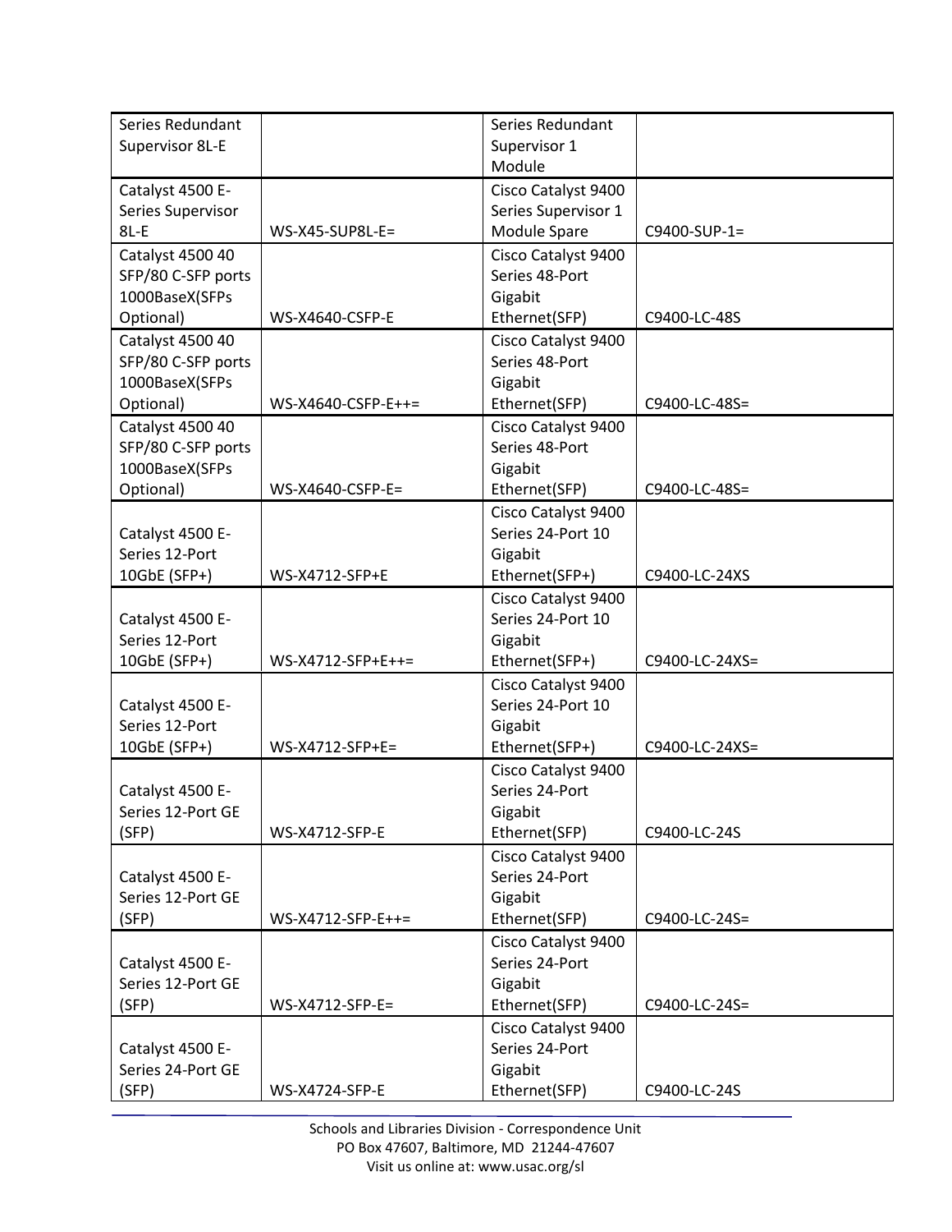| | | | |
|---|---|---|---|
| Series Redundant Supervisor 8L-E | | Series Redundant Supervisor 1 Module | |
| Catalyst 4500 E-Series Supervisor 8L-E | WS-X45-SUP8L-E= | Cisco Catalyst 9400 Series Supervisor 1 Module Spare | C9400-SUP-1= |
| Catalyst 4500 40 SFP/80 C-SFP ports 1000BaseX(SFPs Optional) | WS-X4640-CSFP-E | Cisco Catalyst 9400 Series 48-Port Gigabit Ethernet(SFP) | C9400-LC-48S |
| Catalyst 4500 40 SFP/80 C-SFP ports 1000BaseX(SFPs Optional) | WS-X4640-CSFP-E++= | Cisco Catalyst 9400 Series 48-Port Gigabit Ethernet(SFP) | C9400-LC-48S= |
| Catalyst 4500 40 SFP/80 C-SFP ports 1000BaseX(SFPs Optional) | WS-X4640-CSFP-E= | Cisco Catalyst 9400 Series 48-Port Gigabit Ethernet(SFP) | C9400-LC-48S= |
| Catalyst 4500 E-Series 12-Port 10GbE (SFP+) | WS-X4712-SFP+E | Cisco Catalyst 9400 Series 24-Port 10 Gigabit Ethernet(SFP+) | C9400-LC-24XS |
| Catalyst 4500 E-Series 12-Port 10GbE (SFP+) | WS-X4712-SFP+E++= | Cisco Catalyst 9400 Series 24-Port 10 Gigabit Ethernet(SFP+) | C9400-LC-24XS= |
| Catalyst 4500 E-Series 12-Port 10GbE (SFP+) | WS-X4712-SFP+E= | Cisco Catalyst 9400 Series 24-Port 10 Gigabit Ethernet(SFP+) | C9400-LC-24XS= |
| Catalyst 4500 E-Series 12-Port GE (SFP) | WS-X4712-SFP-E | Cisco Catalyst 9400 Series 24-Port Gigabit Ethernet(SFP) | C9400-LC-24S |
| Catalyst 4500 E-Series 12-Port GE (SFP) | WS-X4712-SFP-E++= | Cisco Catalyst 9400 Series 24-Port Gigabit Ethernet(SFP) | C9400-LC-24S= |
| Catalyst 4500 E-Series 12-Port GE (SFP) | WS-X4712-SFP-E= | Cisco Catalyst 9400 Series 24-Port Gigabit Ethernet(SFP) | C9400-LC-24S= |
| Catalyst 4500 E-Series 24-Port GE (SFP) | WS-X4724-SFP-E | Cisco Catalyst 9400 Series 24-Port Gigabit Ethernet(SFP) | C9400-LC-24S |

Schools and Libraries Division - Correspondence Unit
PO Box 47607, Baltimore, MD 21244-47607
Visit us online at: www.usac.org/sl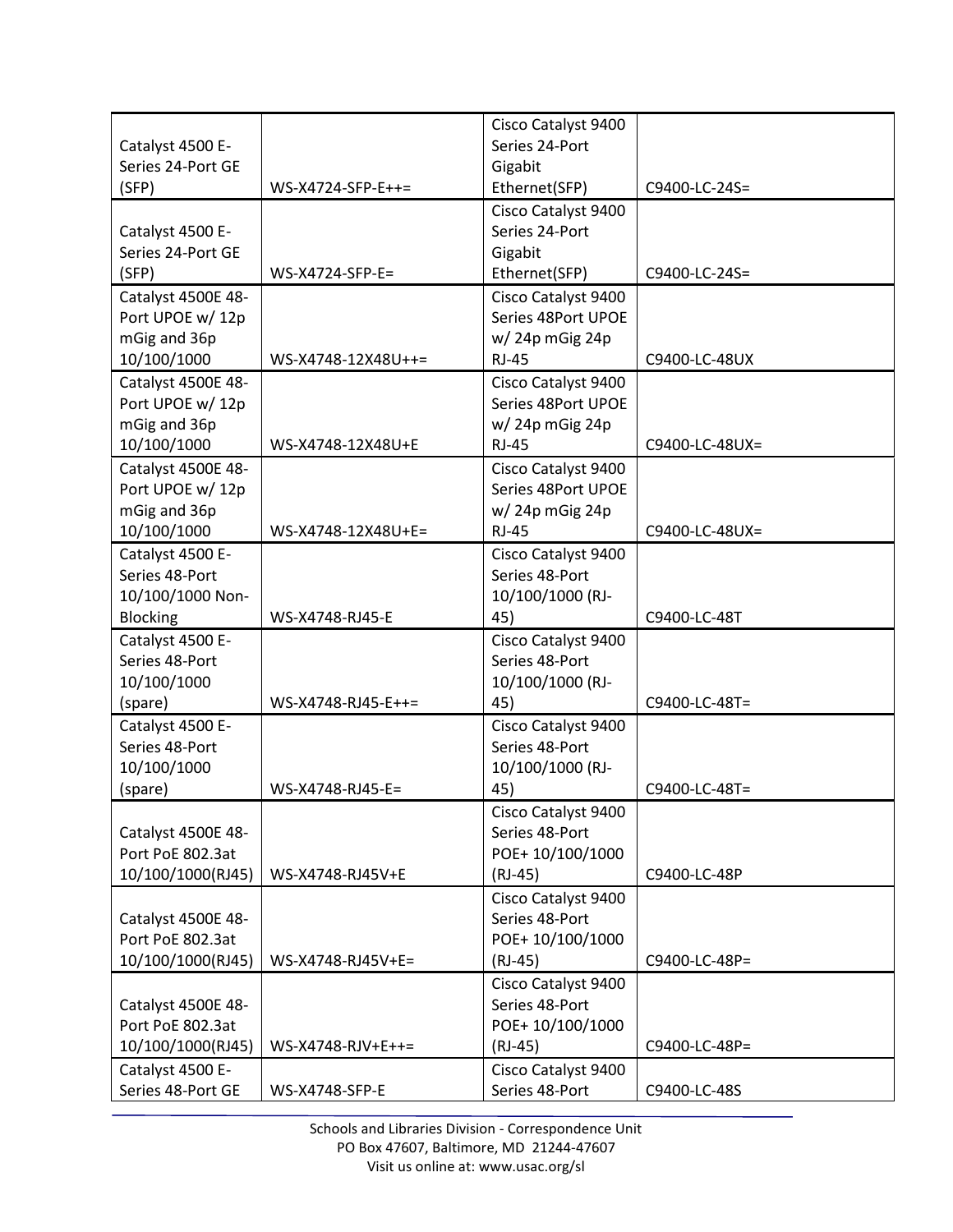| | | | |
|---|---|---|---|
| Catalyst 4500 E-Series 24-Port GE (SFP) | WS-X4724-SFP-E++= | Cisco Catalyst 9400 Series 24-Port Gigabit Ethernet(SFP) | C9400-LC-24S= |
| Catalyst 4500 E-Series 24-Port GE (SFP) | WS-X4724-SFP-E= | Cisco Catalyst 9400 Series 24-Port Gigabit Ethernet(SFP) | C9400-LC-24S= |
| Catalyst 4500E 48-Port UPOE w/ 12p mGig and 36p 10/100/1000 | WS-X4748-12X48U++= | Cisco Catalyst 9400 Series 48Port UPOE w/ 24p mGig 24p RJ-45 | C9400-LC-48UX |
| Catalyst 4500E 48-Port UPOE w/ 12p mGig and 36p 10/100/1000 | WS-X4748-12X48U+E | Cisco Catalyst 9400 Series 48Port UPOE w/ 24p mGig 24p RJ-45 | C9400-LC-48UX= |
| Catalyst 4500E 48-Port UPOE w/ 12p mGig and 36p 10/100/1000 | WS-X4748-12X48U+E= | Cisco Catalyst 9400 Series 48Port UPOE w/ 24p mGig 24p RJ-45 | C9400-LC-48UX= |
| Catalyst 4500 E-Series 48-Port 10/100/1000 Non-Blocking | WS-X4748-RJ45-E | Cisco Catalyst 9400 Series 48-Port 10/100/1000 (RJ-45) | C9400-LC-48T |
| Catalyst 4500 E-Series 48-Port 10/100/1000 (spare) | WS-X4748-RJ45-E++= | Cisco Catalyst 9400 Series 48-Port 10/100/1000 (RJ-45) | C9400-LC-48T= |
| Catalyst 4500 E-Series 48-Port 10/100/1000 (spare) | WS-X4748-RJ45-E= | Cisco Catalyst 9400 Series 48-Port 10/100/1000 (RJ-45) | C9400-LC-48T= |
| Catalyst 4500E 48-Port PoE 802.3at 10/100/1000(RJ45) | WS-X4748-RJ45V+E | Cisco Catalyst 9400 Series 48-Port POE+ 10/100/1000 (RJ-45) | C9400-LC-48P |
| Catalyst 4500E 48-Port PoE 802.3at 10/100/1000(RJ45) | WS-X4748-RJ45V+E= | Cisco Catalyst 9400 Series 48-Port POE+ 10/100/1000 (RJ-45) | C9400-LC-48P= |
| Catalyst 4500E 48-Port PoE 802.3at 10/100/1000(RJ45) | WS-X4748-RJV+E++= | Cisco Catalyst 9400 Series 48-Port POE+ 10/100/1000 (RJ-45) | C9400-LC-48P= |
| Catalyst 4500 E-Series 48-Port GE | WS-X4748-SFP-E | Cisco Catalyst 9400 Series 48-Port | C9400-LC-48S |

Schools and Libraries Division - Correspondence Unit
PO Box 47607, Baltimore, MD 21244-47607
Visit us online at: www.usac.org/sl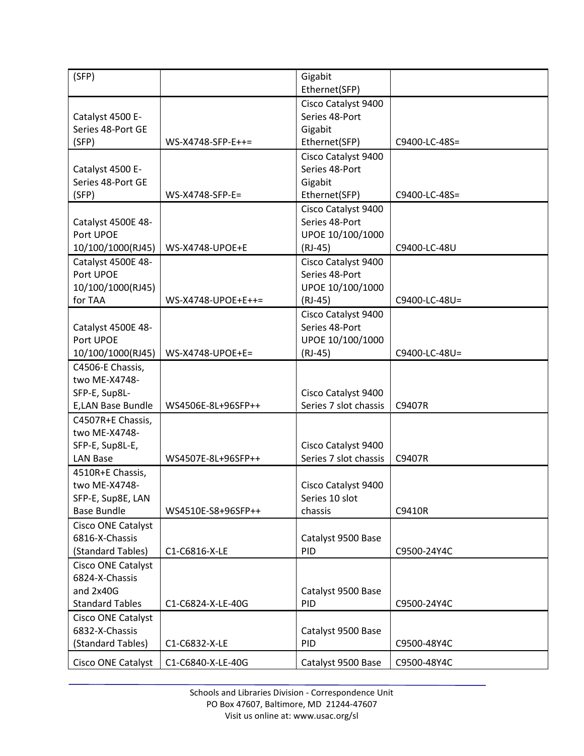| | | | |
|---|---|---|---|
| (SFP) | | Gigabit Ethernet(SFP) | |
| Catalyst 4500 E-Series 48-Port GE (SFP) | WS-X4748-SFP-E++= | Cisco Catalyst 9400 Series 48-Port Gigabit Ethernet(SFP) | C9400-LC-48S= |
| Catalyst 4500 E-Series 48-Port GE (SFP) | WS-X4748-SFP-E= | Cisco Catalyst 9400 Series 48-Port Gigabit Ethernet(SFP) | C9400-LC-48S= |
| Catalyst 4500E 48-Port UPOE 10/100/1000(RJ45) | WS-X4748-UPOE+E | Cisco Catalyst 9400 Series 48-Port UPOE 10/100/1000 (RJ-45) | C9400-LC-48U |
| Catalyst 4500E 48-Port UPOE 10/100/1000(RJ45) for TAA | WS-X4748-UPOE+E++= | Cisco Catalyst 9400 Series 48-Port UPOE 10/100/1000 (RJ-45) | C9400-LC-48U= |
| Catalyst 4500E 48-Port UPOE 10/100/1000(RJ45) | WS-X4748-UPOE+E= | Cisco Catalyst 9400 Series 48-Port UPOE 10/100/1000 (RJ-45) | C9400-LC-48U= |
| C4506-E Chassis, two ME-X4748-SFP-E, Sup8L-E,LAN Base Bundle | WS4506E-8L+96SFP++ | Cisco Catalyst 9400 Series 7 slot chassis | C9407R |
| C4507R+E Chassis, two ME-X4748-SFP-E, Sup8L-E, LAN Base | WS4507E-8L+96SFP++ | Cisco Catalyst 9400 Series 7 slot chassis | C9407R |
| 4510R+E Chassis, two ME-X4748-SFP-E, Sup8E, LAN Base Bundle | WS4510E-S8+96SFP++ | Cisco Catalyst 9400 Series 10 slot chassis | C9410R |
| Cisco ONE Catalyst 6816-X-Chassis (Standard Tables) | C1-C6816-X-LE | Catalyst 9500 Base PID | C9500-24Y4C |
| Cisco ONE Catalyst 6824-X-Chassis and 2x40G Standard Tables | C1-C6824-X-LE-40G | Catalyst 9500 Base PID | C9500-24Y4C |
| Cisco ONE Catalyst 6832-X-Chassis (Standard Tables) | C1-C6832-X-LE | Catalyst 9500 Base PID | C9500-48Y4C |
| Cisco ONE Catalyst | C1-C6840-X-LE-40G | Catalyst 9500 Base | C9500-48Y4C |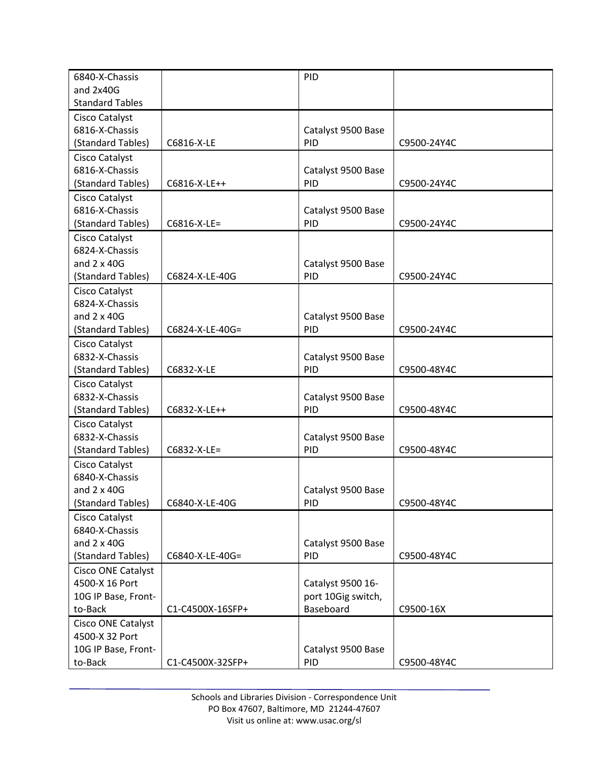| | | | |
|---|---|---|---|
| 6840-X-Chassis and 2x40G Standard Tables | | PID | |
| Cisco Catalyst 6816-X-Chassis (Standard Tables) | C6816-X-LE | Catalyst 9500 Base PID | C9500-24Y4C |
| Cisco Catalyst 6816-X-Chassis (Standard Tables) | C6816-X-LE++ | Catalyst 9500 Base PID | C9500-24Y4C |
| Cisco Catalyst 6816-X-Chassis (Standard Tables) | C6816-X-LE= | Catalyst 9500 Base PID | C9500-24Y4C |
| Cisco Catalyst 6824-X-Chassis and 2 x 40G (Standard Tables) | C6824-X-LE-40G | Catalyst 9500 Base PID | C9500-24Y4C |
| Cisco Catalyst 6824-X-Chassis and 2 x 40G (Standard Tables) | C6824-X-LE-40G= | Catalyst 9500 Base PID | C9500-24Y4C |
| Cisco Catalyst 6832-X-Chassis (Standard Tables) | C6832-X-LE | Catalyst 9500 Base PID | C9500-48Y4C |
| Cisco Catalyst 6832-X-Chassis (Standard Tables) | C6832-X-LE++ | Catalyst 9500 Base PID | C9500-48Y4C |
| Cisco Catalyst 6832-X-Chassis (Standard Tables) | C6832-X-LE= | Catalyst 9500 Base PID | C9500-48Y4C |
| Cisco Catalyst 6840-X-Chassis and 2 x 40G (Standard Tables) | C6840-X-LE-40G | Catalyst 9500 Base PID | C9500-48Y4C |
| Cisco Catalyst 6840-X-Chassis and 2 x 40G (Standard Tables) | C6840-X-LE-40G= | Catalyst 9500 Base PID | C9500-48Y4C |
| Cisco ONE Catalyst 4500-X 16 Port 10G IP Base, Front-to-Back | C1-C4500X-16SFP+ | Catalyst 9500 16-port 10Gig switch, Baseboard | C9500-16X |
| Cisco ONE Catalyst 4500-X 32 Port 10G IP Base, Front-to-Back | C1-C4500X-32SFP+ | Catalyst 9500 Base PID | C9500-48Y4C |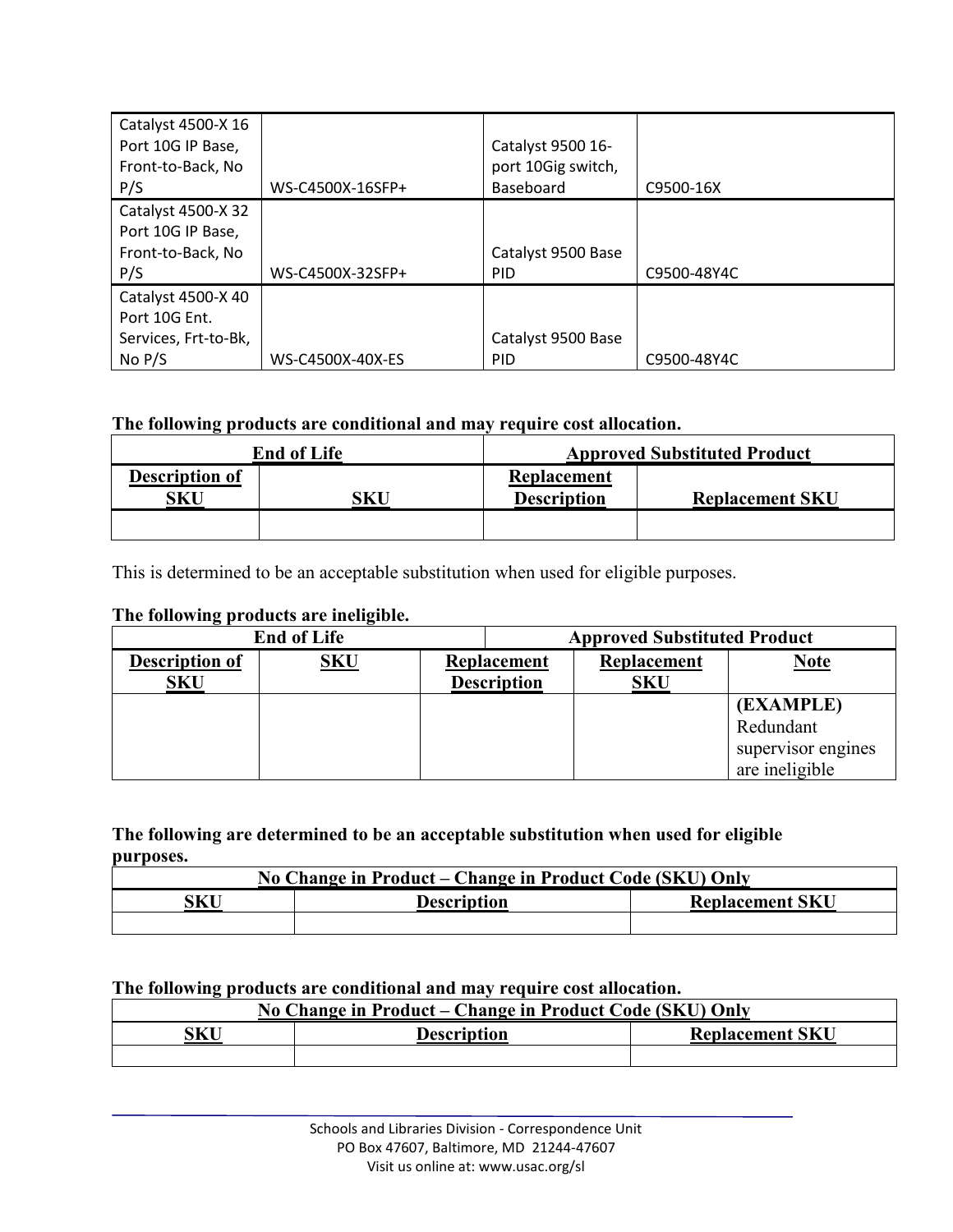| | | | |
|---|---|---|---|
| Catalyst 4500-X 16 Port 10G IP Base, Front-to-Back, No P/S | WS-C4500X-16SFP+ | Catalyst 9500 16-port 10Gig switch, Baseboard | C9500-16X |
| Catalyst 4500-X 32 Port 10G IP Base, Front-to-Back, No P/S | WS-C4500X-32SFP+ | Catalyst 9500 Base PID | C9500-48Y4C |
| Catalyst 4500-X 40 Port 10G Ent. Services, Frt-to-Bk, No P/S | WS-C4500X-40X-ES | Catalyst 9500 Base PID | C9500-48Y4C |

**The following products are conditional and may require cost allocation.**

| End of Life | | Approved Substituted Product | |
|---|---|---|---|
| **Description of SKU** | **SKU** | **Replacement Description** | **Replacement SKU** |
| | | | |

This is determined to be an acceptable substitution when used for eligible purposes.

**The following products are ineligible.**

| End of Life | | Approved Substituted Product | | |
|---|---|---|---|---|
| **Description of SKU** | **SKU** | **Replacement Description** | **Replacement SKU** | **Note** |
| | | | | **(EXAMPLE)** Redundant supervisor engines are ineligible |

**The following are determined to be an acceptable substitution when used for eligible purposes.**

| No Change in Product – Change in Product Code (SKU) Only | | |
|---|---|---|
| **SKU** | **Description** | **Replacement SKU** |
| | | |

**The following products are conditional and may require cost allocation.**

| No Change in Product – Change in Product Code (SKU) Only | | |
|---|---|---|
| **SKU** | **Description** | **Replacement SKU** |
| | | |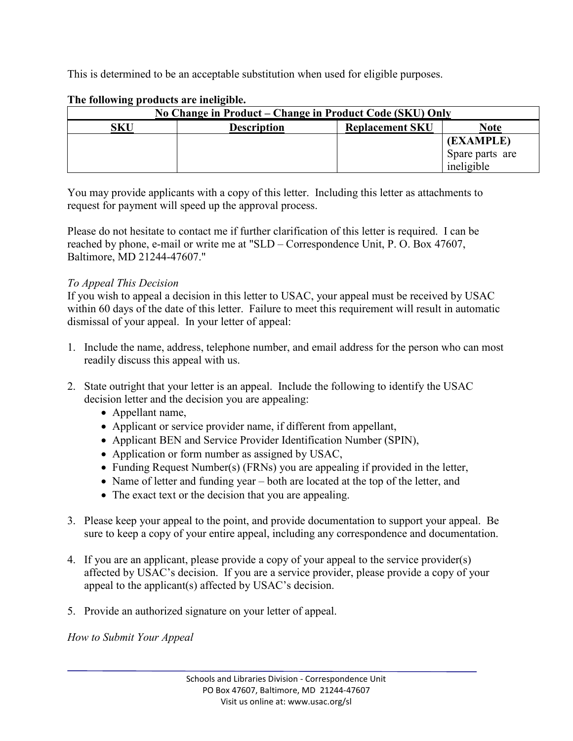This is determined to be an acceptable substitution when used for eligible purposes.

**The following products are ineligible.**

| No Change in Product – Change in Product Code (SKU) Only | | | |
|---|---|---|---|
| **SKU** | **Description** | **Replacement SKU** | **Note** |
| | | | **(EXAMPLE)** Spare parts are ineligible |

You may provide applicants with a copy of this letter. Including this letter as attachments to request for payment will speed up the approval process.

Please do not hesitate to contact me if further clarification of this letter is required. I can be reached by phone, e-mail or write me at "SLD – Correspondence Unit, P. O. Box 47607, Baltimore, MD 21244-47607."

*To Appeal This Decision*

If you wish to appeal a decision in this letter to USAC, your appeal must be received by USAC within 60 days of the date of this letter. Failure to meet this requirement will result in automatic dismissal of your appeal. In your letter of appeal:

1. Include the name, address, telephone number, and email address for the person who can most readily discuss this appeal with us.

2. State outright that your letter is an appeal. Include the following to identify the USAC decision letter and the decision you are appealing:
   - Appellant name,
   - Applicant or service provider name, if different from appellant,
   - Applicant BEN and Service Provider Identification Number (SPIN),
   - Application or form number as assigned by USAC,
   - Funding Request Number(s) (FRNs) you are appealing if provided in the letter,
   - Name of letter and funding year – both are located at the top of the letter, and
   - The exact text or the decision that you are appealing.

3. Please keep your appeal to the point, and provide documentation to support your appeal. Be sure to keep a copy of your entire appeal, including any correspondence and documentation.

4. If you are an applicant, please provide a copy of your appeal to the service provider(s) affected by USAC's decision. If you are a service provider, please provide a copy of your appeal to the applicant(s) affected by USAC's decision.

5. Provide an authorized signature on your letter of appeal.

*How to Submit Your Appeal*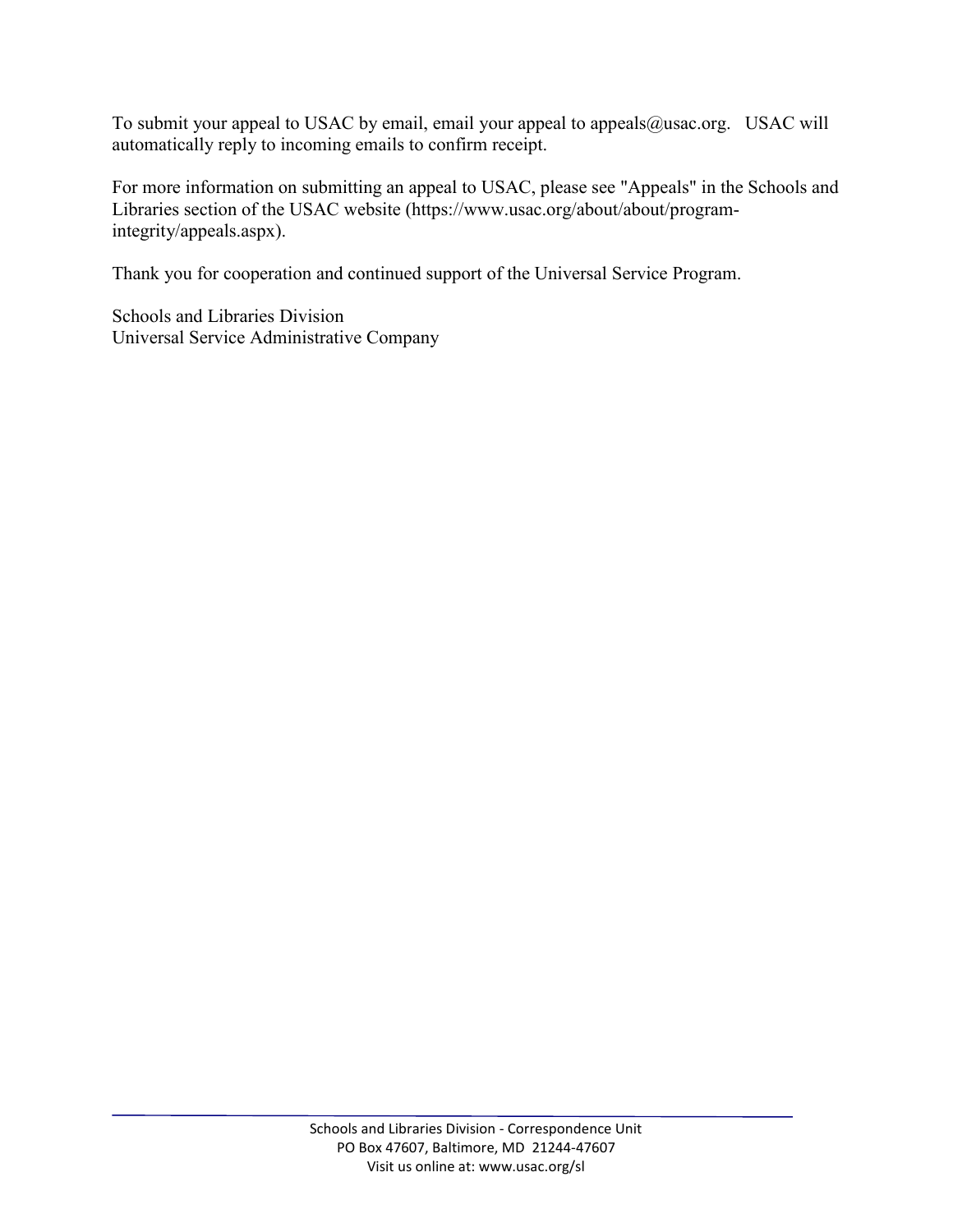To submit your appeal to USAC by email, email your appeal to appeals@usac.org. USAC will automatically reply to incoming emails to confirm receipt.

For more information on submitting an appeal to USAC, please see "Appeals" in the Schools and Libraries section of the USAC website (https://www.usac.org/about/about/program-integrity/appeals.aspx).

Thank you for cooperation and continued support of the Universal Service Program.

Schools and Libraries Division
Universal Service Administrative Company

Schools and Libraries Division - Correspondence Unit
PO Box 47607, Baltimore, MD 21244-47607
Visit us online at: www.usac.org/sl